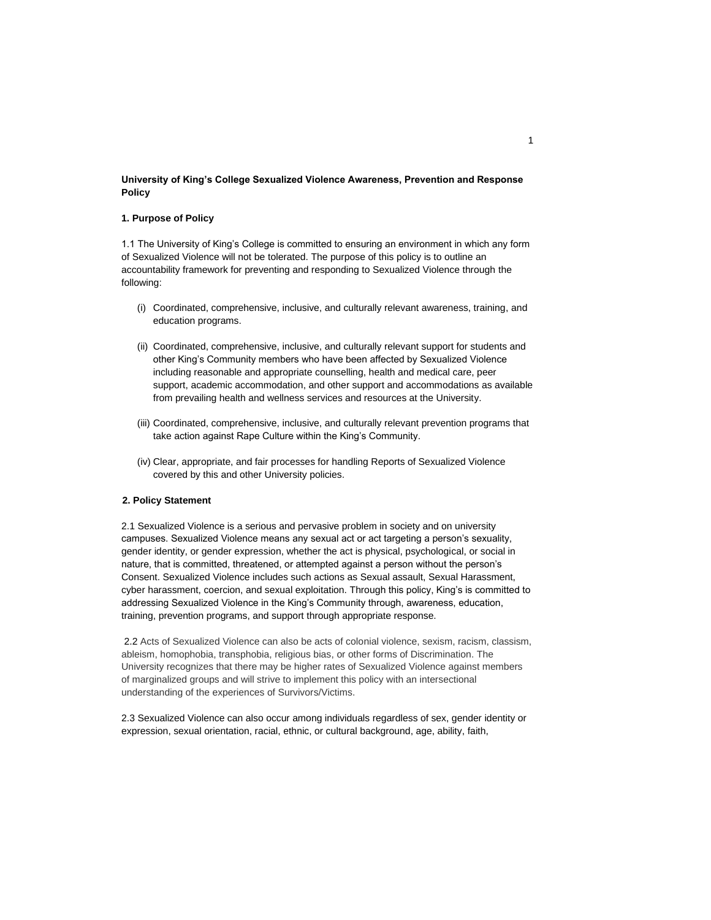**University of King's College Sexualized Violence Awareness, Prevention and Response Policy**

**1. Purpose of Policy**

1.1 The University of King's College is committed to ensuring an environment in which any form of Sexualized Violence will not be tolerated. The purpose of this policy is to outline an accountability framework for preventing and responding to Sexualized Violence through the following:

(i) Coordinated, comprehensive, inclusive, and culturally relevant awareness, training, and education programs.

(ii) Coordinated, comprehensive, inclusive, and culturally relevant support for students and other King's Community members who have been affected by Sexualized Violence including reasonable and appropriate counselling, health and medical care, peer support, academic accommodation, and other support and accommodations as available from prevailing health and wellness services and resources at the University.

(iii) Coordinated, comprehensive, inclusive, and culturally relevant prevention programs that take action against Rape Culture within the King's Community.

(iv) Clear, appropriate, and fair processes for handling Reports of Sexualized Violence covered by this and other University policies.

**2. Policy Statement**

2.1 Sexualized Violence is a serious and pervasive problem in society and on university campuses. Sexualized Violence means any sexual act or act targeting a person's sexuality, gender identity, or gender expression, whether the act is physical, psychological, or social in nature, that is committed, threatened, or attempted against a person without the person's Consent. Sexualized Violence includes such actions as Sexual assault, Sexual Harassment, cyber harassment, coercion, and sexual exploitation. Through this policy, King's is committed to addressing Sexualized Violence in the King's Community through, awareness, education, training, prevention programs, and support through appropriate response.

2.2 Acts of Sexualized Violence can also be acts of colonial violence, sexism, racism, classism, ableism, homophobia, transphobia, religious bias, or other forms of Discrimination. The University recognizes that there may be higher rates of Sexualized Violence against members of marginalized groups and will strive to implement this policy with an intersectional understanding of the experiences of Survivors/Victims.

2.3 Sexualized Violence can also occur among individuals regardless of sex, gender identity or expression, sexual orientation, racial, ethnic, or cultural background, age, ability, faith,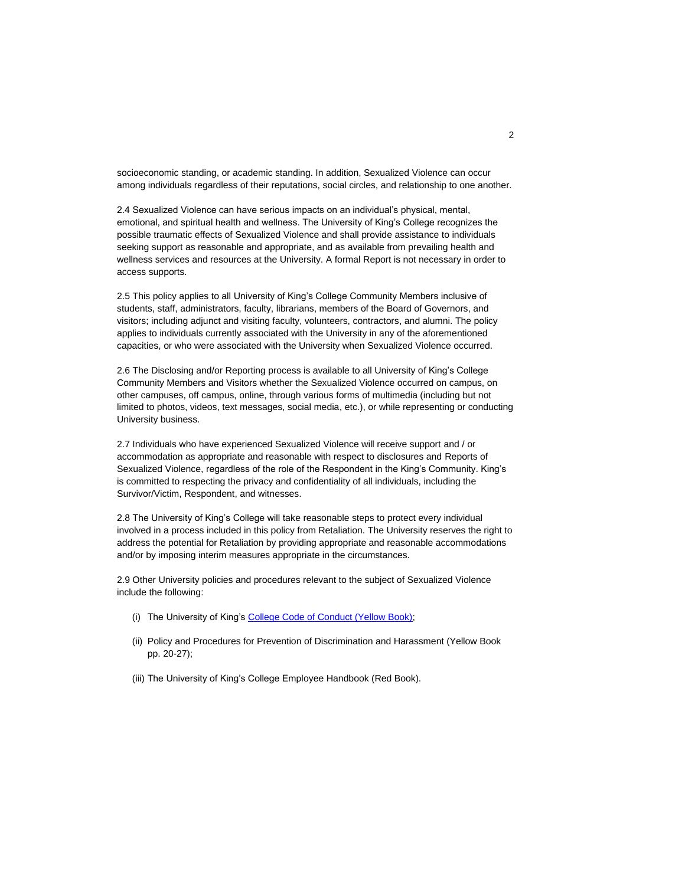socioeconomic standing, or academic standing. In addition, Sexualized Violence can occur among individuals regardless of their reputations, social circles, and relationship to one another.

2.4 Sexualized Violence can have serious impacts on an individual's physical, mental, emotional, and spiritual health and wellness. The University of King's College recognizes the possible traumatic effects of Sexualized Violence and shall provide assistance to individuals seeking support as reasonable and appropriate, and as available from prevailing health and wellness services and resources at the University. A formal Report is not necessary in order to access supports.

2.5 This policy applies to all University of King's College Community Members inclusive of students, staff, administrators, faculty, librarians, members of the Board of Governors, and visitors; including adjunct and visiting faculty, volunteers, contractors, and alumni. The policy applies to individuals currently associated with the University in any of the aforementioned capacities, or who were associated with the University when Sexualized Violence occurred.

2.6 The Disclosing and/or Reporting process is available to all University of King's College Community Members and Visitors whether the Sexualized Violence occurred on campus, on other campuses, off campus, online, through various forms of multimedia (including but not limited to photos, videos, text messages, social media, etc.), or while representing or conducting University business.

2.7 Individuals who have experienced Sexualized Violence will receive support and / or accommodation as appropriate and reasonable with respect to disclosures and Reports of Sexualized Violence, regardless of the role of the Respondent in the King's Community. King's is committed to respecting the privacy and confidentiality of all individuals, including the Survivor/Victim, Respondent, and witnesses.

2.8 The University of King's College will take reasonable steps to protect every individual involved in a process included in this policy from Retaliation. The University reserves the right to address the potential for Retaliation by providing appropriate and reasonable accommodations and/or by imposing interim measures appropriate in the circumstances.

2.9 Other University policies and procedures relevant to the subject of Sexualized Violence include the following:

(i) The University of King's College Code of Conduct (Yellow Book);

(ii) Policy and Procedures for Prevention of Discrimination and Harassment (Yellow Book pp. 20-27);

(iii) The University of King's College Employee Handbook (Red Book).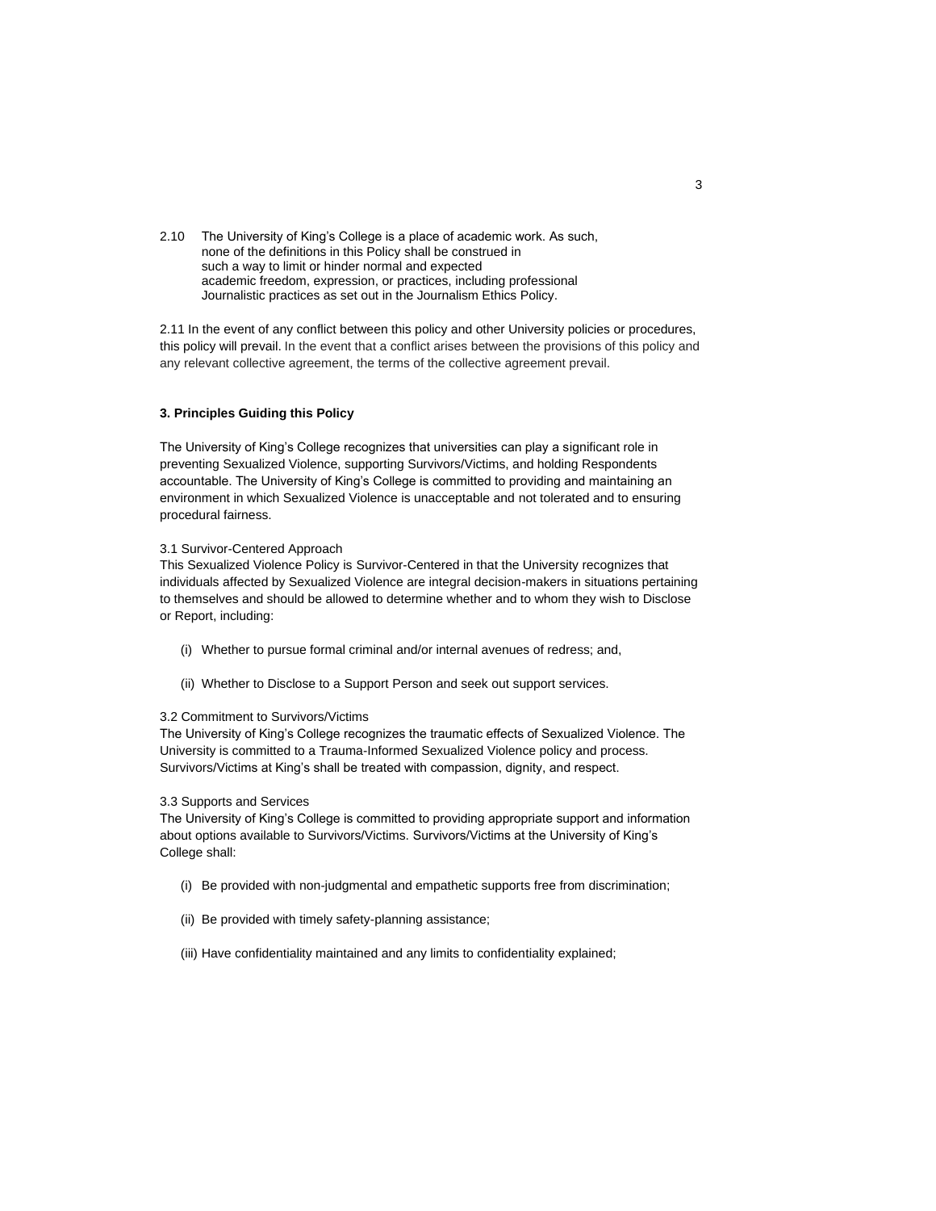2.10 The University of King's College is a place of academic work. As such, none of the definitions in this Policy shall be construed in such a way to limit or hinder normal and expected academic freedom, expression, or practices, including professional Journalistic practices as set out in the Journalism Ethics Policy.

2.11 In the event of any conflict between this policy and other University policies or procedures, this policy will prevail. In the event that a conflict arises between the provisions of this policy and any relevant collective agreement, the terms of the collective agreement prevail.

### 3. Principles Guiding this Policy

The University of King's College recognizes that universities can play a significant role in preventing Sexualized Violence, supporting Survivors/Victims, and holding Respondents accountable. The University of King's College is committed to providing and maintaining an environment in which Sexualized Violence is unacceptable and not tolerated and to ensuring procedural fairness.

3.1 Survivor-Centered Approach
This Sexualized Violence Policy is Survivor-Centered in that the University recognizes that individuals affected by Sexualized Violence are integral decision-makers in situations pertaining to themselves and should be allowed to determine whether and to whom they wish to Disclose or Report, including:

(i) Whether to pursue formal criminal and/or internal avenues of redress; and,

(ii) Whether to Disclose to a Support Person and seek out support services.

3.2 Commitment to Survivors/Victims
The University of King's College recognizes the traumatic effects of Sexualized Violence. The University is committed to a Trauma-Informed Sexualized Violence policy and process. Survivors/Victims at King's shall be treated with compassion, dignity, and respect.

3.3 Supports and Services
The University of King's College is committed to providing appropriate support and information about options available to Survivors/Victims. Survivors/Victims at the University of King's College shall:

(i) Be provided with non-judgmental and empathetic supports free from discrimination;

(ii) Be provided with timely safety-planning assistance;

(iii) Have confidentiality maintained and any limits to confidentiality explained;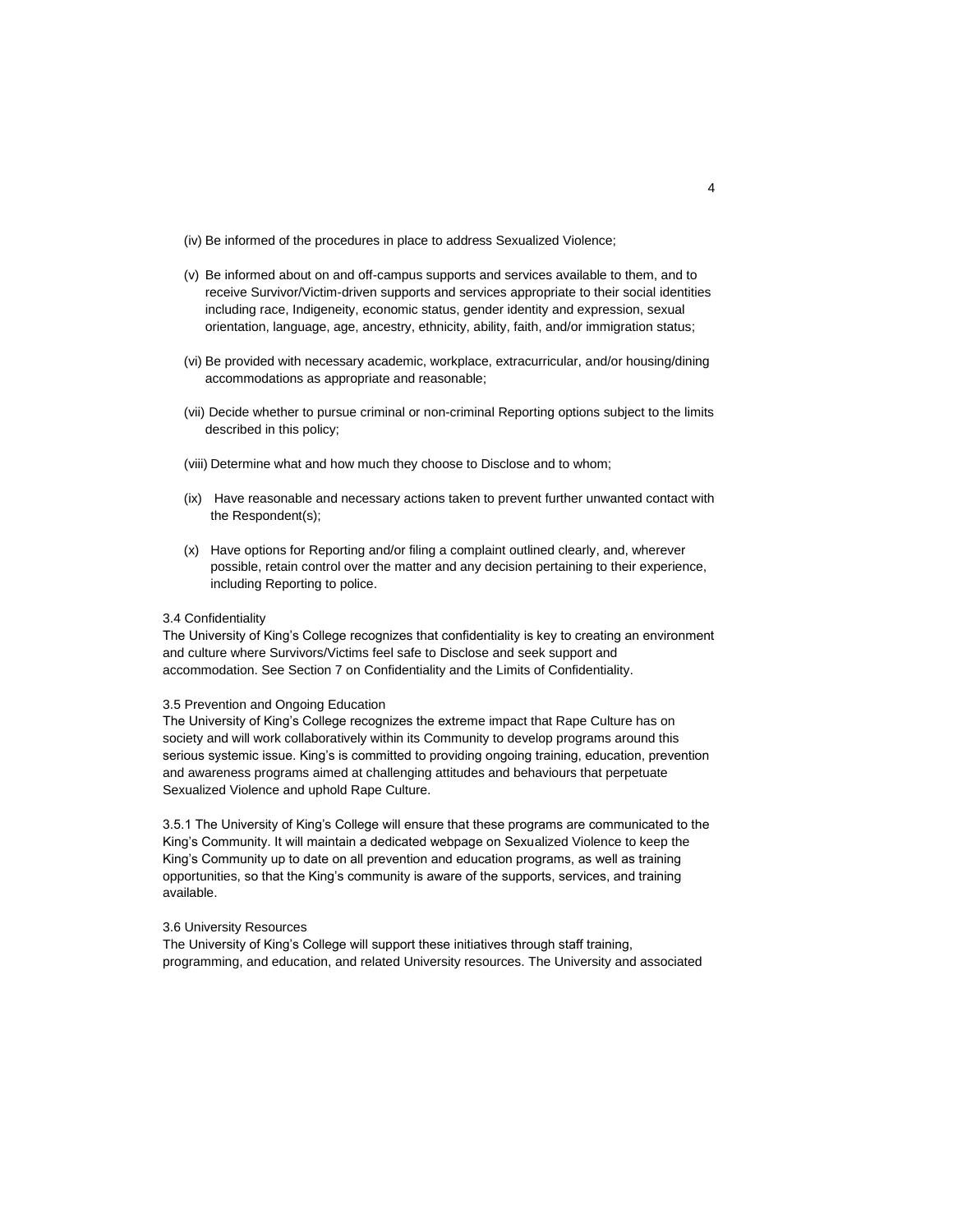(iv) Be informed of the procedures in place to address Sexualized Violence;

(v) Be informed about on and off-campus supports and services available to them, and to receive Survivor/Victim-driven supports and services appropriate to their social identities including race, Indigeneity, economic status, gender identity and expression, sexual orientation, language, age, ancestry, ethnicity, ability, faith, and/or immigration status;

(vi) Be provided with necessary academic, workplace, extracurricular, and/or housing/dining accommodations as appropriate and reasonable;

(vii) Decide whether to pursue criminal or non-criminal Reporting options subject to the limits described in this policy;

(viii) Determine what and how much they choose to Disclose and to whom;

(ix) Have reasonable and necessary actions taken to prevent further unwanted contact with the Respondent(s);

(x) Have options for Reporting and/or filing a complaint outlined clearly, and, wherever possible, retain control over the matter and any decision pertaining to their experience, including Reporting to police.

3.4 Confidentiality
The University of King's College recognizes that confidentiality is key to creating an environment and culture where Survivors/Victims feel safe to Disclose and seek support and accommodation. See Section 7 on Confidentiality and the Limits of Confidentiality.

3.5 Prevention and Ongoing Education
The University of King's College recognizes the extreme impact that Rape Culture has on society and will work collaboratively within its Community to develop programs around this serious systemic issue. King's is committed to providing ongoing training, education, prevention and awareness programs aimed at challenging attitudes and behaviours that perpetuate Sexualized Violence and uphold Rape Culture.

3.5.1 The University of King's College will ensure that these programs are communicated to the King's Community. It will maintain a dedicated webpage on Sexualized Violence to keep the King's Community up to date on all prevention and education programs, as well as training opportunities, so that the King's community is aware of the supports, services, and training available.

3.6 University Resources
The University of King's College will support these initiatives through staff training, programming, and education, and related University resources. The University and associated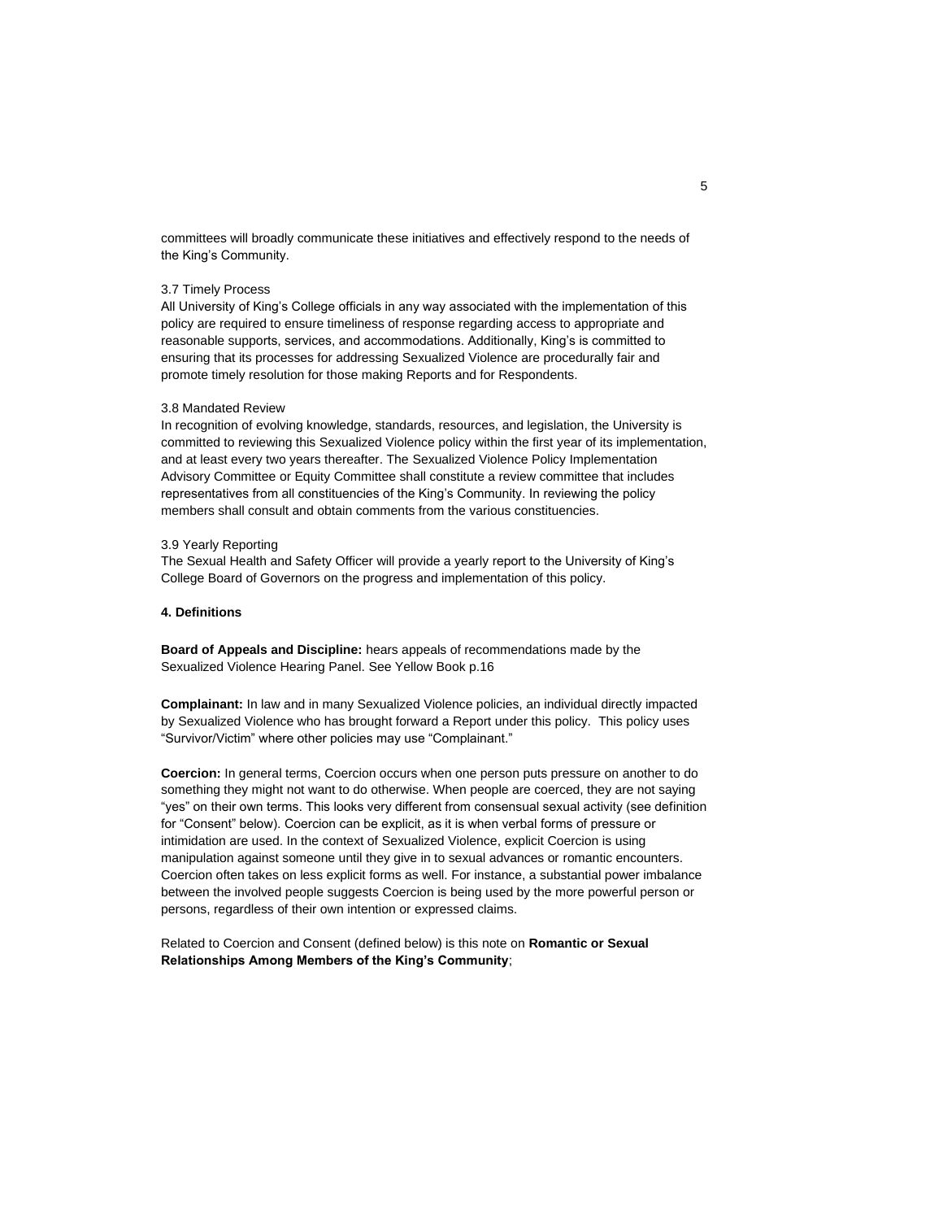committees will broadly communicate these initiatives and effectively respond to the needs of the King's Community.

3.7 Timely Process

All University of King's College officials in any way associated with the implementation of this policy are required to ensure timeliness of response regarding access to appropriate and reasonable supports, services, and accommodations. Additionally, King's is committed to ensuring that its processes for addressing Sexualized Violence are procedurally fair and promote timely resolution for those making Reports and for Respondents.

3.8 Mandated Review

In recognition of evolving knowledge, standards, resources, and legislation, the University is committed to reviewing this Sexualized Violence policy within the first year of its implementation, and at least every two years thereafter. The Sexualized Violence Policy Implementation Advisory Committee or Equity Committee shall constitute a review committee that includes representatives from all constituencies of the King's Community. In reviewing the policy members shall consult and obtain comments from the various constituencies.

3.9 Yearly Reporting

The Sexual Health and Safety Officer will provide a yearly report to the University of King's College Board of Governors on the progress and implementation of this policy.

## 4. Definitions

**Board of Appeals and Discipline:** hears appeals of recommendations made by the Sexualized Violence Hearing Panel. See Yellow Book p.16

**Complainant:** In law and in many Sexualized Violence policies, an individual directly impacted by Sexualized Violence who has brought forward a Report under this policy. This policy uses "Survivor/Victim" where other policies may use "Complainant."

**Coercion:** In general terms, Coercion occurs when one person puts pressure on another to do something they might not want to do otherwise. When people are coerced, they are not saying "yes" on their own terms. This looks very different from consensual sexual activity (see definition for "Consent" below). Coercion can be explicit, as it is when verbal forms of pressure or intimidation are used. In the context of Sexualized Violence, explicit Coercion is using manipulation against someone until they give in to sexual advances or romantic encounters. Coercion often takes on less explicit forms as well. For instance, a substantial power imbalance between the involved people suggests Coercion is being used by the more powerful person or persons, regardless of their own intention or expressed claims.

Related to Coercion and Consent (defined below) is this note on **Romantic or Sexual Relationships Among Members of the King's Community**;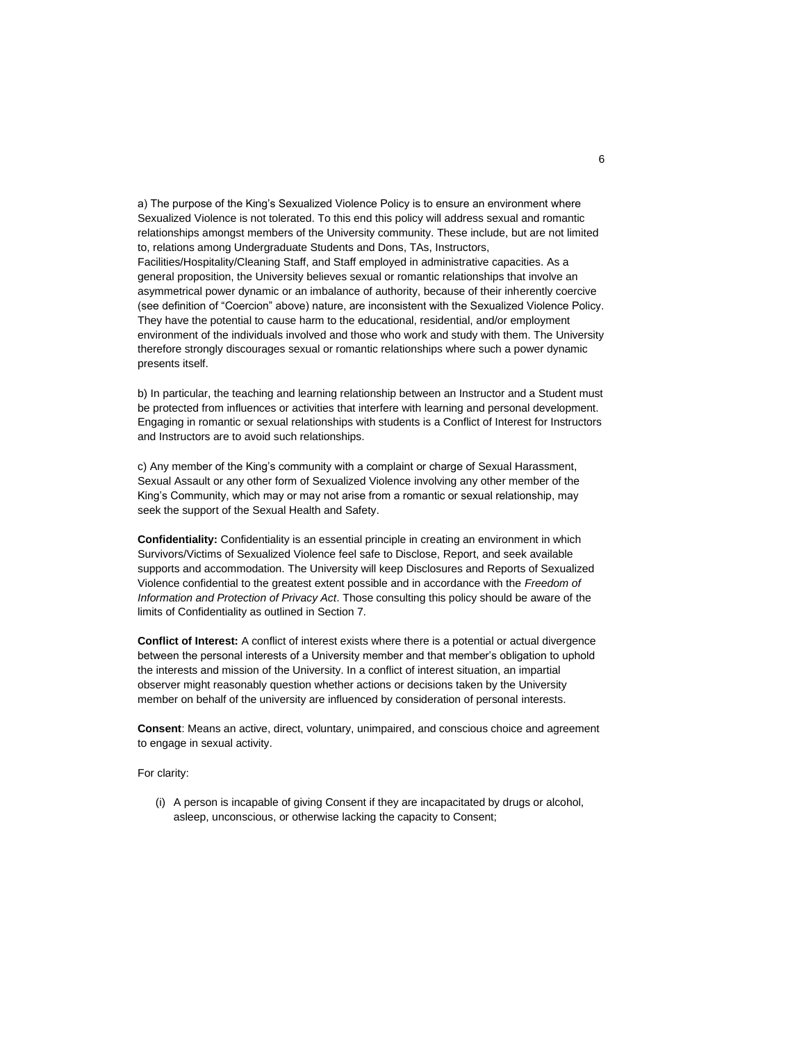a) The purpose of the King's Sexualized Violence Policy is to ensure an environment where Sexualized Violence is not tolerated. To this end this policy will address sexual and romantic relationships amongst members of the University community. These include, but are not limited to, relations among Undergraduate Students and Dons, TAs, Instructors, Facilities/Hospitality/Cleaning Staff, and Staff employed in administrative capacities. As a general proposition, the University believes sexual or romantic relationships that involve an asymmetrical power dynamic or an imbalance of authority, because of their inherently coercive (see definition of "Coercion" above) nature, are inconsistent with the Sexualized Violence Policy. They have the potential to cause harm to the educational, residential, and/or employment environment of the individuals involved and those who work and study with them. The University therefore strongly discourages sexual or romantic relationships where such a power dynamic presents itself.

b) In particular, the teaching and learning relationship between an Instructor and a Student must be protected from influences or activities that interfere with learning and personal development. Engaging in romantic or sexual relationships with students is a Conflict of Interest for Instructors and Instructors are to avoid such relationships.

c) Any member of the King's community with a complaint or charge of Sexual Harassment, Sexual Assault or any other form of Sexualized Violence involving any other member of the King's Community, which may or may not arise from a romantic or sexual relationship, may seek the support of the Sexual Health and Safety.

**Confidentiality:** Confidentiality is an essential principle in creating an environment in which Survivors/Victims of Sexualized Violence feel safe to Disclose, Report, and seek available supports and accommodation. The University will keep Disclosures and Reports of Sexualized Violence confidential to the greatest extent possible and in accordance with the *Freedom of Information and Protection of Privacy Act*. Those consulting this policy should be aware of the limits of Confidentiality as outlined in Section 7.

**Conflict of Interest:** A conflict of interest exists where there is a potential or actual divergence between the personal interests of a University member and that member's obligation to uphold the interests and mission of the University. In a conflict of interest situation, an impartial observer might reasonably question whether actions or decisions taken by the University member on behalf of the university are influenced by consideration of personal interests.

**Consent**: Means an active, direct, voluntary, unimpaired, and conscious choice and agreement to engage in sexual activity.

For clarity:

(i) A person is incapable of giving Consent if they are incapacitated by drugs or alcohol, asleep, unconscious, or otherwise lacking the capacity to Consent;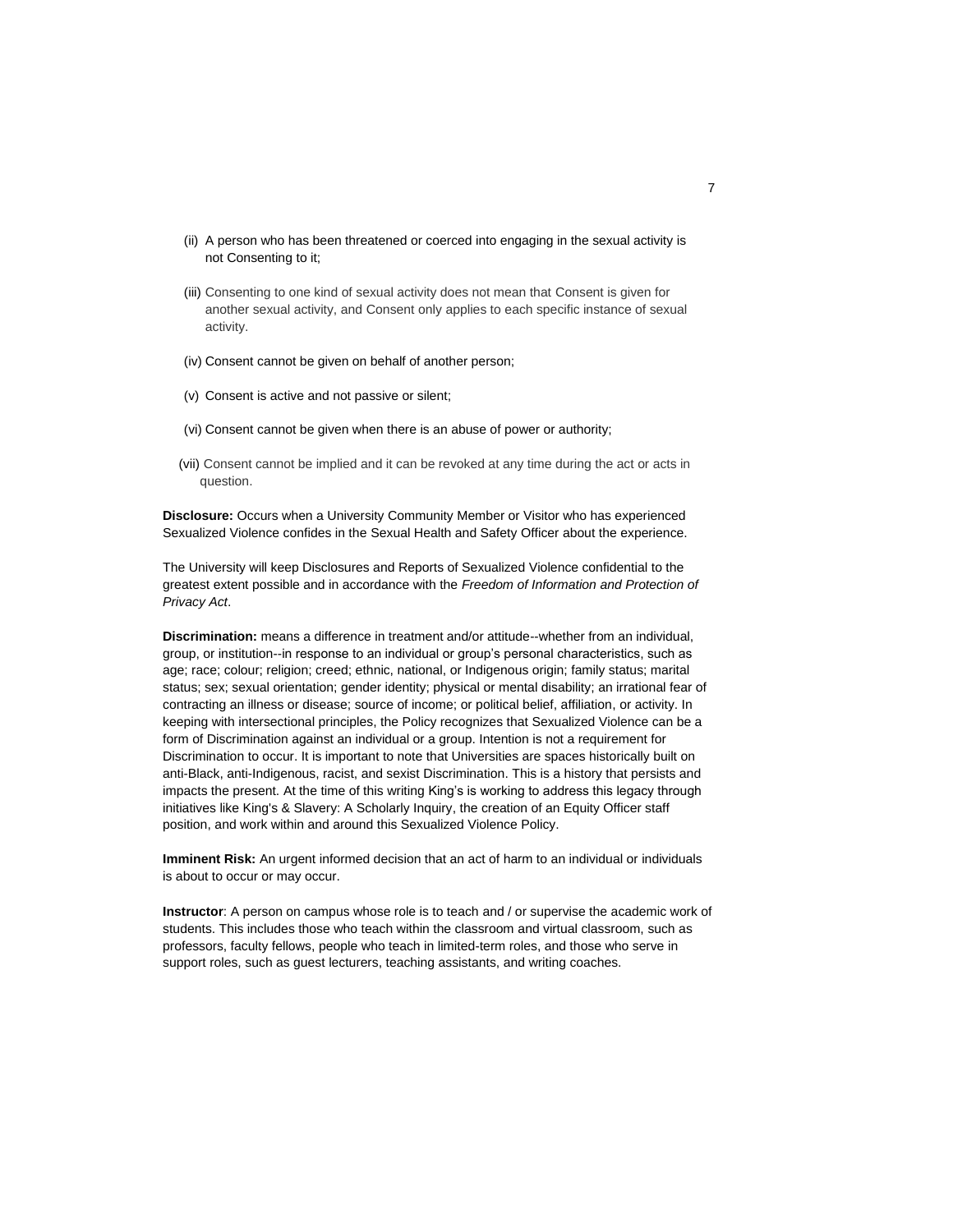(ii) A person who has been threatened or coerced into engaging in the sexual activity is not Consenting to it;

(iii) Consenting to one kind of sexual activity does not mean that Consent is given for another sexual activity, and Consent only applies to each specific instance of sexual activity.

(iv) Consent cannot be given on behalf of another person;

(v) Consent is active and not passive or silent;

(vi) Consent cannot be given when there is an abuse of power or authority;

(vii) Consent cannot be implied and it can be revoked at any time during the act or acts in question.

**Disclosure:** Occurs when a University Community Member or Visitor who has experienced Sexualized Violence confides in the Sexual Health and Safety Officer about the experience.

The University will keep Disclosures and Reports of Sexualized Violence confidential to the greatest extent possible and in accordance with the *Freedom of Information and Protection of Privacy Act*.

**Discrimination:** means a difference in treatment and/or attitude--whether from an individual, group, or institution--in response to an individual or group's personal characteristics, such as age; race; colour; religion; creed; ethnic, national, or Indigenous origin; family status; marital status; sex; sexual orientation; gender identity; physical or mental disability; an irrational fear of contracting an illness or disease; source of income; or political belief, affiliation, or activity. In keeping with intersectional principles, the Policy recognizes that Sexualized Violence can be a form of Discrimination against an individual or a group. Intention is not a requirement for Discrimination to occur. It is important to note that Universities are spaces historically built on anti-Black, anti-Indigenous, racist, and sexist Discrimination. This is a history that persists and impacts the present. At the time of this writing King's is working to address this legacy through initiatives like King's & Slavery: A Scholarly Inquiry, the creation of an Equity Officer staff position, and work within and around this Sexualized Violence Policy.

**Imminent Risk:** An urgent informed decision that an act of harm to an individual or individuals is about to occur or may occur.

**Instructor**: A person on campus whose role is to teach and / or supervise the academic work of students. This includes those who teach within the classroom and virtual classroom, such as professors, faculty fellows, people who teach in limited-term roles, and those who serve in support roles, such as guest lecturers, teaching assistants, and writing coaches.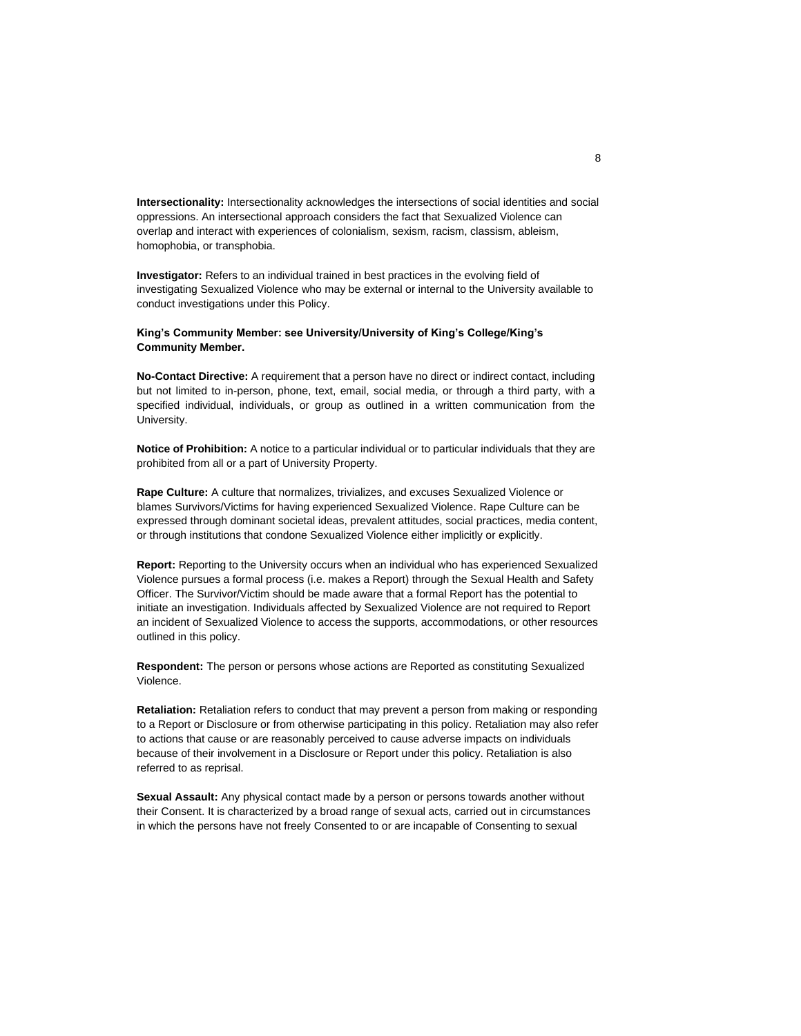**Intersectionality:** Intersectionality acknowledges the intersections of social identities and social oppressions. An intersectional approach considers the fact that Sexualized Violence can overlap and interact with experiences of colonialism, sexism, racism, classism, ableism, homophobia, or transphobia.

**Investigator:** Refers to an individual trained in best practices in the evolving field of investigating Sexualized Violence who may be external or internal to the University available to conduct investigations under this Policy.

**King's Community Member: see University/University of King's College/King's Community Member.**

**No-Contact Directive:** A requirement that a person have no direct or indirect contact, including but not limited to in-person, phone, text, email, social media, or through a third party, with a specified individual, individuals, or group as outlined in a written communication from the University.

**Notice of Prohibition:** A notice to a particular individual or to particular individuals that they are prohibited from all or a part of University Property.

**Rape Culture:** A culture that normalizes, trivializes, and excuses Sexualized Violence or blames Survivors/Victims for having experienced Sexualized Violence. Rape Culture can be expressed through dominant societal ideas, prevalent attitudes, social practices, media content, or through institutions that condone Sexualized Violence either implicitly or explicitly.

**Report:** Reporting to the University occurs when an individual who has experienced Sexualized Violence pursues a formal process (i.e. makes a Report) through the Sexual Health and Safety Officer. The Survivor/Victim should be made aware that a formal Report has the potential to initiate an investigation. Individuals affected by Sexualized Violence are not required to Report an incident of Sexualized Violence to access the supports, accommodations, or other resources outlined in this policy.

**Respondent:** The person or persons whose actions are Reported as constituting Sexualized Violence.

**Retaliation:** Retaliation refers to conduct that may prevent a person from making or responding to a Report or Disclosure or from otherwise participating in this policy. Retaliation may also refer to actions that cause or are reasonably perceived to cause adverse impacts on individuals because of their involvement in a Disclosure or Report under this policy. Retaliation is also referred to as reprisal.

**Sexual Assault:** Any physical contact made by a person or persons towards another without their Consent. It is characterized by a broad range of sexual acts, carried out in circumstances in which the persons have not freely Consented to or are incapable of Consenting to sexual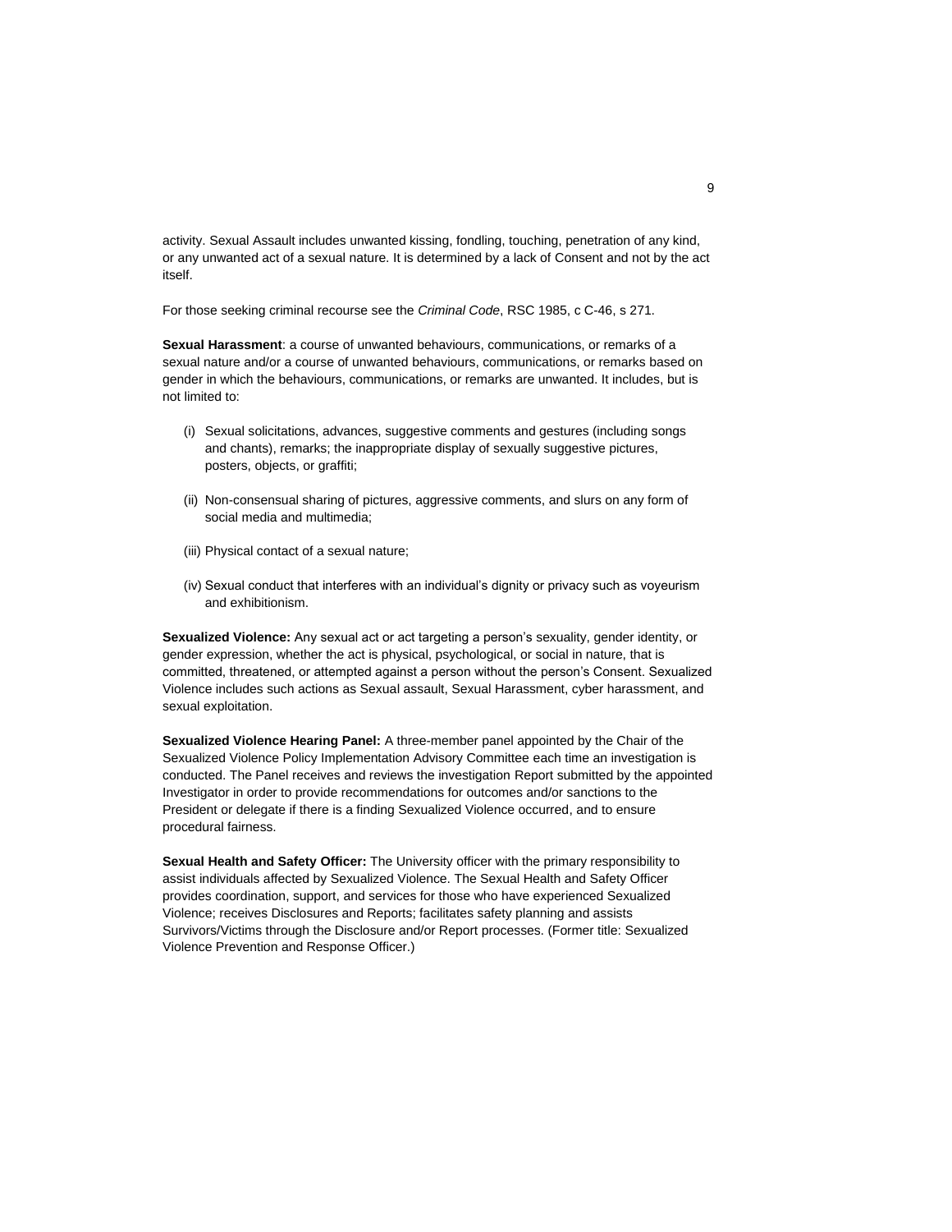activity. Sexual Assault includes unwanted kissing, fondling, touching, penetration of any kind, or any unwanted act of a sexual nature. It is determined by a lack of Consent and not by the act itself.

For those seeking criminal recourse see the *Criminal Code*, RSC 1985, c C-46, s 271.

**Sexual Harassment**: a course of unwanted behaviours, communications, or remarks of a sexual nature and/or a course of unwanted behaviours, communications, or remarks based on gender in which the behaviours, communications, or remarks are unwanted. It includes, but is not limited to:

(i) Sexual solicitations, advances, suggestive comments and gestures (including songs and chants), remarks; the inappropriate display of sexually suggestive pictures, posters, objects, or graffiti;

(ii) Non-consensual sharing of pictures, aggressive comments, and slurs on any form of social media and multimedia;

(iii) Physical contact of a sexual nature;

(iv) Sexual conduct that interferes with an individual's dignity or privacy such as voyeurism and exhibitionism.

**Sexualized Violence:** Any sexual act or act targeting a person's sexuality, gender identity, or gender expression, whether the act is physical, psychological, or social in nature, that is committed, threatened, or attempted against a person without the person's Consent. Sexualized Violence includes such actions as Sexual assault, Sexual Harassment, cyber harassment, and sexual exploitation.

**Sexualized Violence Hearing Panel:** A three-member panel appointed by the Chair of the Sexualized Violence Policy Implementation Advisory Committee each time an investigation is conducted. The Panel receives and reviews the investigation Report submitted by the appointed Investigator in order to provide recommendations for outcomes and/or sanctions to the President or delegate if there is a finding Sexualized Violence occurred, and to ensure procedural fairness.

**Sexual Health and Safety Officer:** The University officer with the primary responsibility to assist individuals affected by Sexualized Violence. The Sexual Health and Safety Officer provides coordination, support, and services for those who have experienced Sexualized Violence; receives Disclosures and Reports; facilitates safety planning and assists Survivors/Victims through the Disclosure and/or Report processes. (Former title: Sexualized Violence Prevention and Response Officer.)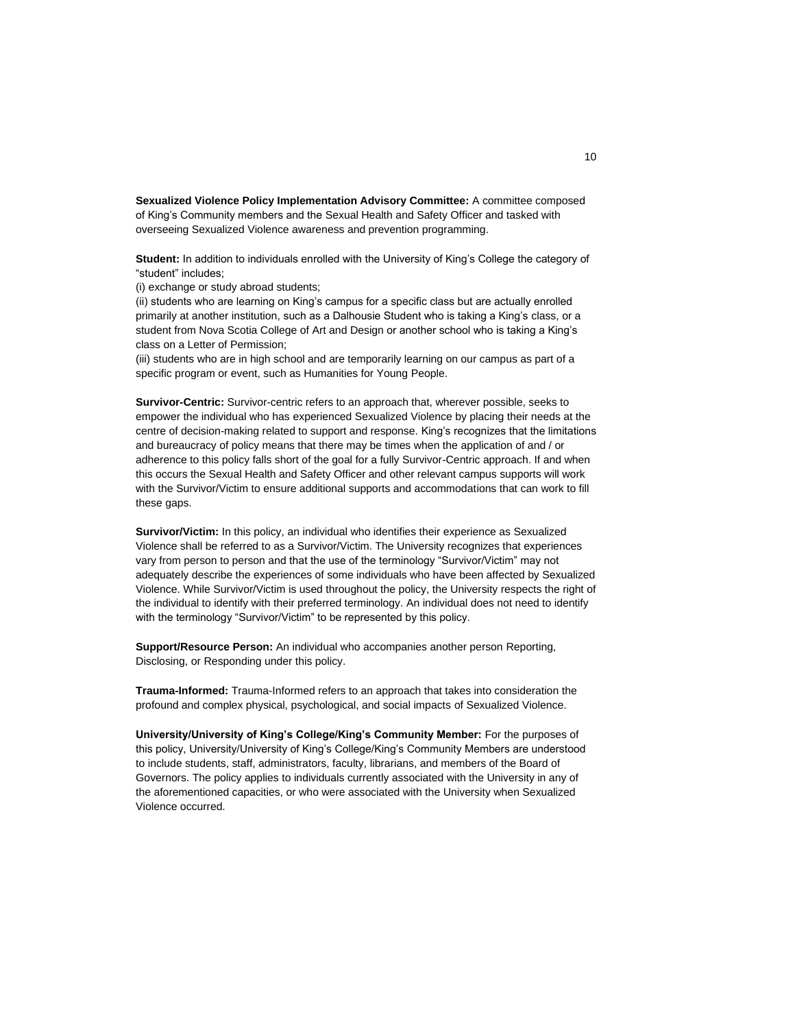**Sexualized Violence Policy Implementation Advisory Committee:** A committee composed of King's Community members and the Sexual Health and Safety Officer and tasked with overseeing Sexualized Violence awareness and prevention programming.

**Student:** In addition to individuals enrolled with the University of King's College the category of "student" includes;

(i) exchange or study abroad students;

(ii) students who are learning on King's campus for a specific class but are actually enrolled primarily at another institution, such as a Dalhousie Student who is taking a King's class, or a student from Nova Scotia College of Art and Design or another school who is taking a King's class on a Letter of Permission;

(iii) students who are in high school and are temporarily learning on our campus as part of a specific program or event, such as Humanities for Young People.

**Survivor-Centric:** Survivor-centric refers to an approach that, wherever possible, seeks to empower the individual who has experienced Sexualized Violence by placing their needs at the centre of decision-making related to support and response. King's recognizes that the limitations and bureaucracy of policy means that there may be times when the application of and / or adherence to this policy falls short of the goal for a fully Survivor-Centric approach. If and when this occurs the Sexual Health and Safety Officer and other relevant campus supports will work with the Survivor/Victim to ensure additional supports and accommodations that can work to fill these gaps.

**Survivor/Victim:** In this policy, an individual who identifies their experience as Sexualized Violence shall be referred to as a Survivor/Victim. The University recognizes that experiences vary from person to person and that the use of the terminology "Survivor/Victim" may not adequately describe the experiences of some individuals who have been affected by Sexualized Violence. While Survivor/Victim is used throughout the policy, the University respects the right of the individual to identify with their preferred terminology. An individual does not need to identify with the terminology "Survivor/Victim" to be represented by this policy.

**Support/Resource Person:** An individual who accompanies another person Reporting, Disclosing, or Responding under this policy.

**Trauma-Informed:** Trauma-Informed refers to an approach that takes into consideration the profound and complex physical, psychological, and social impacts of Sexualized Violence.

**University/University of King's College/King's Community Member:** For the purposes of this policy, University/University of King's College/King's Community Members are understood to include students, staff, administrators, faculty, librarians, and members of the Board of Governors. The policy applies to individuals currently associated with the University in any of the aforementioned capacities, or who were associated with the University when Sexualized Violence occurred.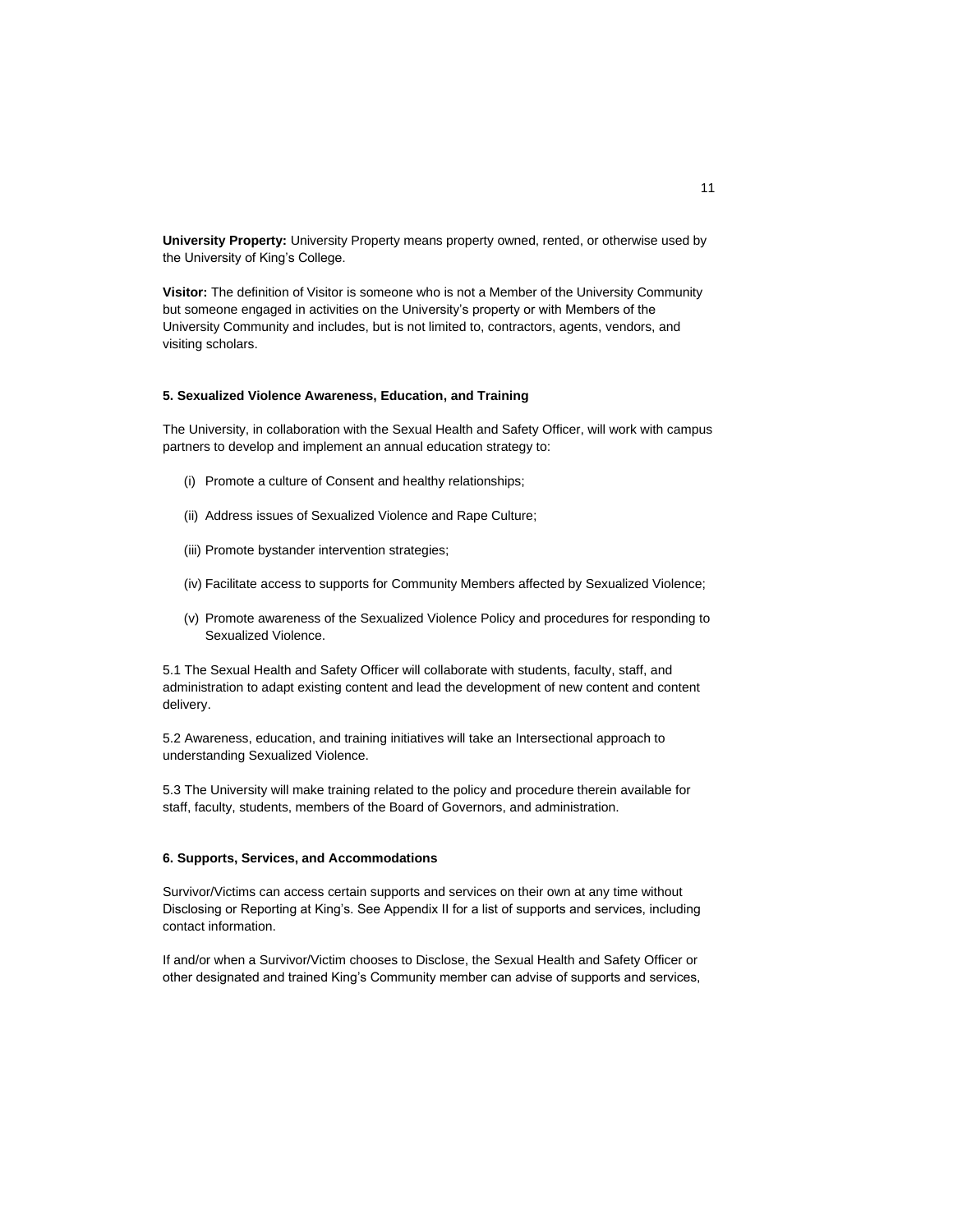**University Property:** University Property means property owned, rented, or otherwise used by the University of King's College.

**Visitor:** The definition of Visitor is someone who is not a Member of the University Community but someone engaged in activities on the University's property or with Members of the University Community and includes, but is not limited to, contractors, agents, vendors, and visiting scholars.

### 5. Sexualized Violence Awareness, Education, and Training

The University, in collaboration with the Sexual Health and Safety Officer, will work with campus partners to develop and implement an annual education strategy to:

(i) Promote a culture of Consent and healthy relationships;

(ii) Address issues of Sexualized Violence and Rape Culture;

(iii) Promote bystander intervention strategies;

(iv) Facilitate access to supports for Community Members affected by Sexualized Violence;

(v) Promote awareness of the Sexualized Violence Policy and procedures for responding to Sexualized Violence.

5.1 The Sexual Health and Safety Officer will collaborate with students, faculty, staff, and administration to adapt existing content and lead the development of new content and content delivery.

5.2 Awareness, education, and training initiatives will take an Intersectional approach to understanding Sexualized Violence.

5.3 The University will make training related to the policy and procedure therein available for staff, faculty, students, members of the Board of Governors, and administration.

### 6. Supports, Services, and Accommodations

Survivor/Victims can access certain supports and services on their own at any time without Disclosing or Reporting at King's. See Appendix II for a list of supports and services, including contact information.

If and/or when a Survivor/Victim chooses to Disclose, the Sexual Health and Safety Officer or other designated and trained King's Community member can advise of supports and services,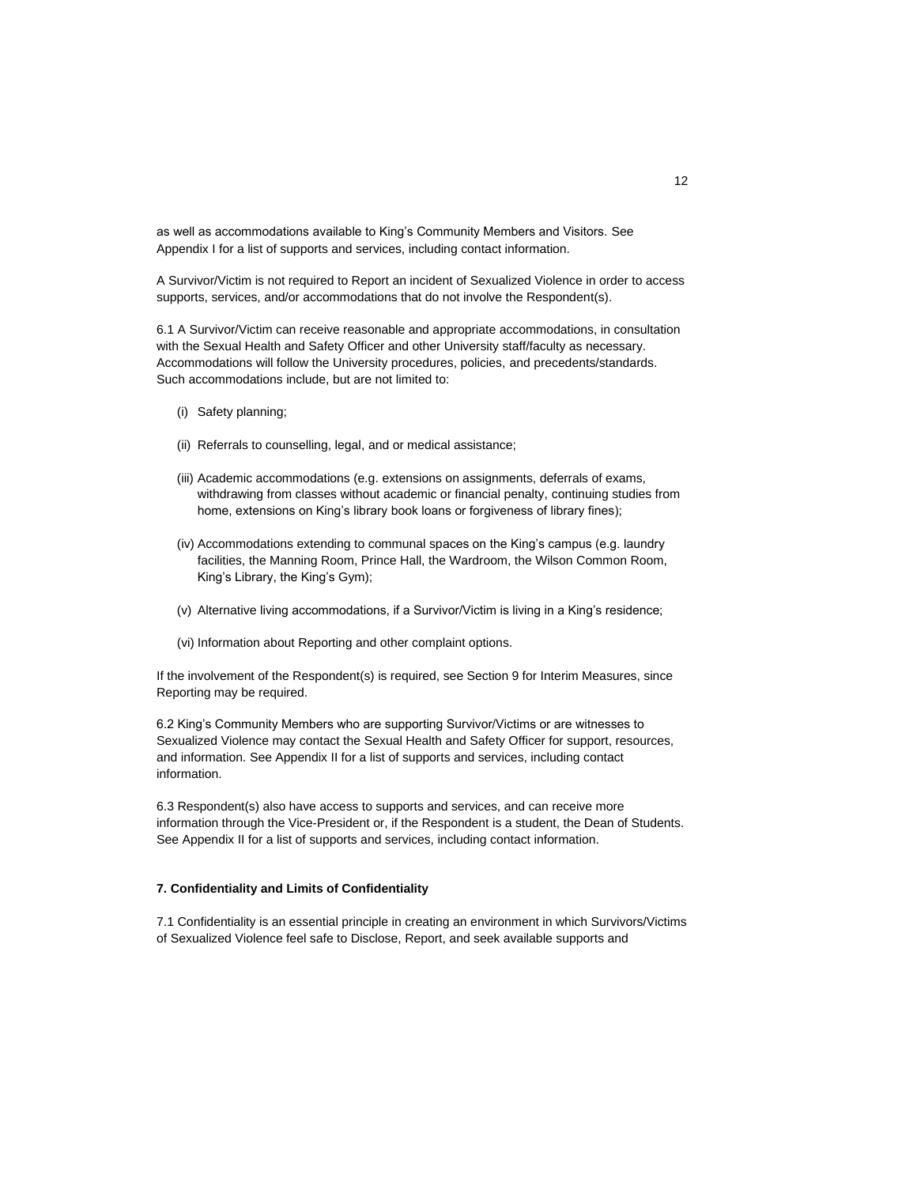as well as accommodations available to King's Community Members and Visitors. See Appendix I for a list of supports and services, including contact information.

A Survivor/Victim is not required to Report an incident of Sexualized Violence in order to access supports, services, and/or accommodations that do not involve the Respondent(s).

6.1 A Survivor/Victim can receive reasonable and appropriate accommodations, in consultation with the Sexual Health and Safety Officer and other University staff/faculty as necessary. Accommodations will follow the University procedures, policies, and precedents/standards. Such accommodations include, but are not limited to:

(i) Safety planning;

(ii) Referrals to counselling, legal, and or medical assistance;

(iii) Academic accommodations (e.g. extensions on assignments, deferrals of exams, withdrawing from classes without academic or financial penalty, continuing studies from home, extensions on King's library book loans or forgiveness of library fines);

(iv) Accommodations extending to communal spaces on the King's campus (e.g. laundry facilities, the Manning Room, Prince Hall, the Wardroom, the Wilson Common Room, King's Library, the King's Gym);

(v) Alternative living accommodations, if a Survivor/Victim is living in a King's residence;

(vi) Information about Reporting and other complaint options.

If the involvement of the Respondent(s) is required, see Section 9 for Interim Measures, since Reporting may be required.

6.2 King's Community Members who are supporting Survivor/Victims or are witnesses to Sexualized Violence may contact the Sexual Health and Safety Officer for support, resources, and information. See Appendix II for a list of supports and services, including contact information.

6.3 Respondent(s) also have access to supports and services, and can receive more information through the Vice-President or, if the Respondent is a student, the Dean of Students. See Appendix II for a list of supports and services, including contact information.

### 7. Confidentiality and Limits of Confidentiality

7.1 Confidentiality is an essential principle in creating an environment in which Survivors/Victims of Sexualized Violence feel safe to Disclose, Report, and seek available supports and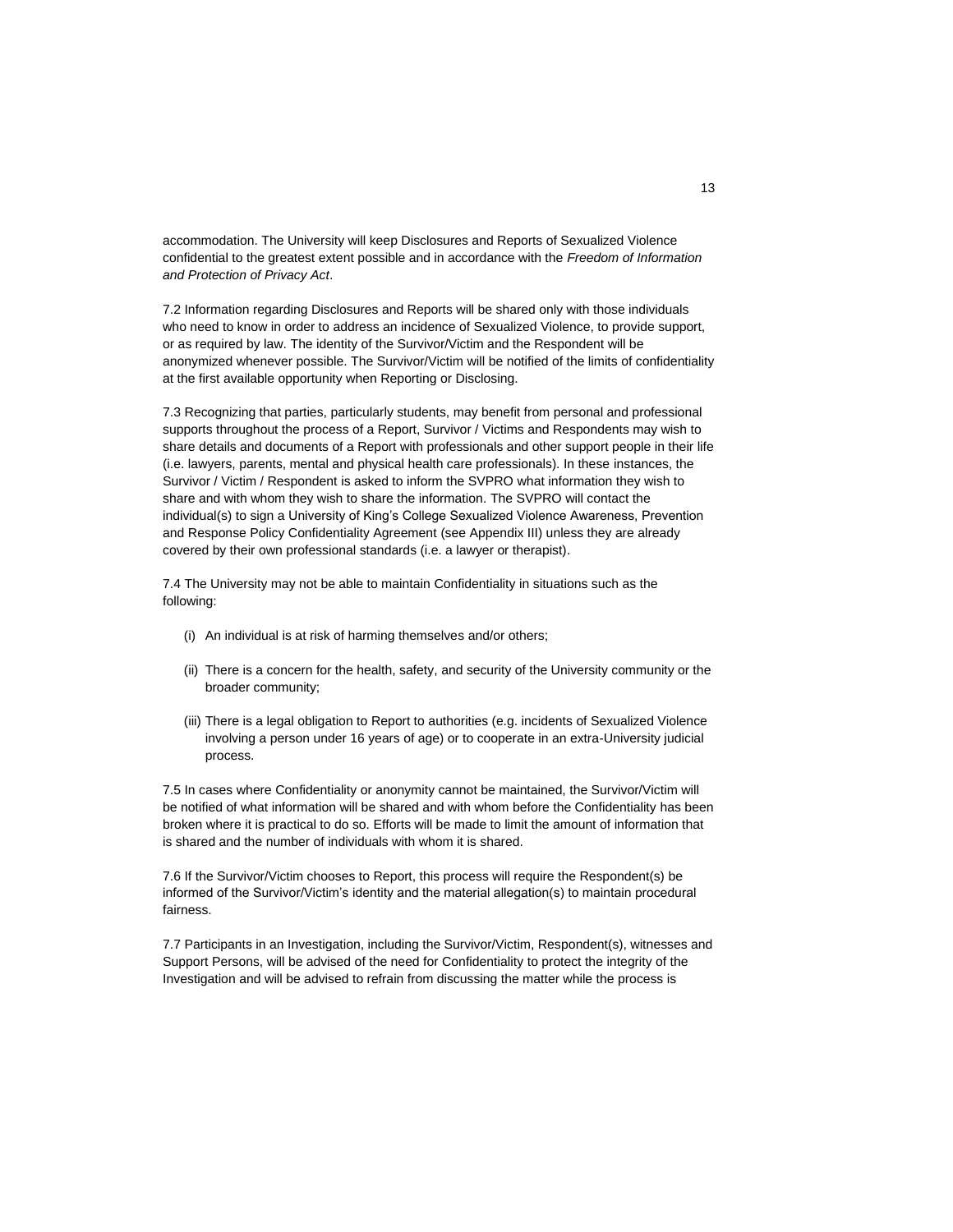accommodation. The University will keep Disclosures and Reports of Sexualized Violence confidential to the greatest extent possible and in accordance with the *Freedom of Information and Protection of Privacy Act*.

7.2 Information regarding Disclosures and Reports will be shared only with those individuals who need to know in order to address an incidence of Sexualized Violence, to provide support, or as required by law. The identity of the Survivor/Victim and the Respondent will be anonymized whenever possible. The Survivor/Victim will be notified of the limits of confidentiality at the first available opportunity when Reporting or Disclosing.

7.3 Recognizing that parties, particularly students, may benefit from personal and professional supports throughout the process of a Report, Survivor / Victims and Respondents may wish to share details and documents of a Report with professionals and other support people in their life (i.e. lawyers, parents, mental and physical health care professionals). In these instances, the Survivor / Victim / Respondent is asked to inform the SVPRO what information they wish to share and with whom they wish to share the information. The SVPRO will contact the individual(s) to sign a University of King's College Sexualized Violence Awareness, Prevention and Response Policy Confidentiality Agreement (see Appendix III) unless they are already covered by their own professional standards (i.e. a lawyer or therapist).

7.4 The University may not be able to maintain Confidentiality in situations such as the following:

(i) An individual is at risk of harming themselves and/or others;

(ii) There is a concern for the health, safety, and security of the University community or the broader community;

(iii) There is a legal obligation to Report to authorities (e.g. incidents of Sexualized Violence involving a person under 16 years of age) or to cooperate in an extra-University judicial process.

7.5 In cases where Confidentiality or anonymity cannot be maintained, the Survivor/Victim will be notified of what information will be shared and with whom before the Confidentiality has been broken where it is practical to do so. Efforts will be made to limit the amount of information that is shared and the number of individuals with whom it is shared.

7.6 If the Survivor/Victim chooses to Report, this process will require the Respondent(s) be informed of the Survivor/Victim's identity and the material allegation(s) to maintain procedural fairness.

7.7 Participants in an Investigation, including the Survivor/Victim, Respondent(s), witnesses and Support Persons, will be advised of the need for Confidentiality to protect the integrity of the Investigation and will be advised to refrain from discussing the matter while the process is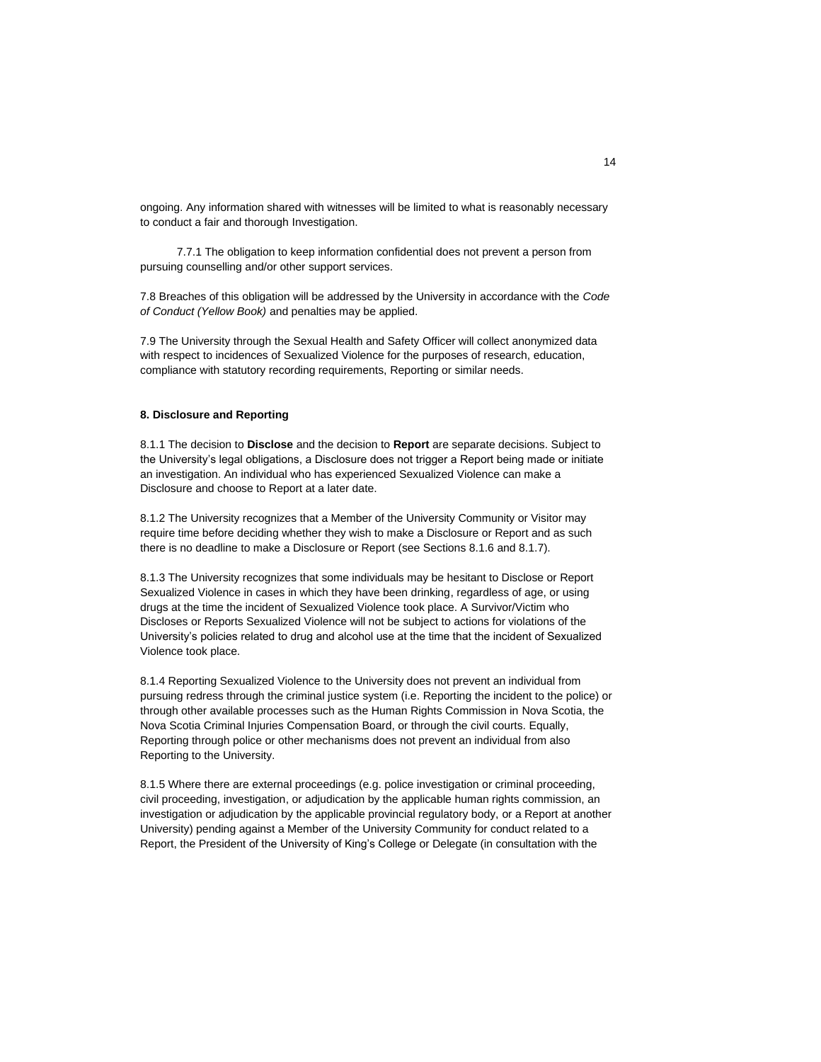ongoing. Any information shared with witnesses will be limited to what is reasonably necessary to conduct a fair and thorough Investigation.

7.7.1 The obligation to keep information confidential does not prevent a person from pursuing counselling and/or other support services.

7.8 Breaches of this obligation will be addressed by the University in accordance with the *Code of Conduct (Yellow Book)* and penalties may be applied.

7.9 The University through the Sexual Health and Safety Officer will collect anonymized data with respect to incidences of Sexualized Violence for the purposes of research, education, compliance with statutory recording requirements, Reporting or similar needs.

**8. Disclosure and Reporting**

8.1.1 The decision to **Disclose** and the decision to **Report** are separate decisions. Subject to the University's legal obligations, a Disclosure does not trigger a Report being made or initiate an investigation. An individual who has experienced Sexualized Violence can make a Disclosure and choose to Report at a later date.

8.1.2 The University recognizes that a Member of the University Community or Visitor may require time before deciding whether they wish to make a Disclosure or Report and as such there is no deadline to make a Disclosure or Report (see Sections 8.1.6 and 8.1.7).

8.1.3 The University recognizes that some individuals may be hesitant to Disclose or Report Sexualized Violence in cases in which they have been drinking, regardless of age, or using drugs at the time the incident of Sexualized Violence took place. A Survivor/Victim who Discloses or Reports Sexualized Violence will not be subject to actions for violations of the University's policies related to drug and alcohol use at the time that the incident of Sexualized Violence took place.

8.1.4 Reporting Sexualized Violence to the University does not prevent an individual from pursuing redress through the criminal justice system (i.e. Reporting the incident to the police) or through other available processes such as the Human Rights Commission in Nova Scotia, the Nova Scotia Criminal Injuries Compensation Board, or through the civil courts. Equally, Reporting through police or other mechanisms does not prevent an individual from also Reporting to the University.

8.1.5 Where there are external proceedings (e.g. police investigation or criminal proceeding, civil proceeding, investigation, or adjudication by the applicable human rights commission, an investigation or adjudication by the applicable provincial regulatory body, or a Report at another University) pending against a Member of the University Community for conduct related to a Report, the President of the University of King's College or Delegate (in consultation with the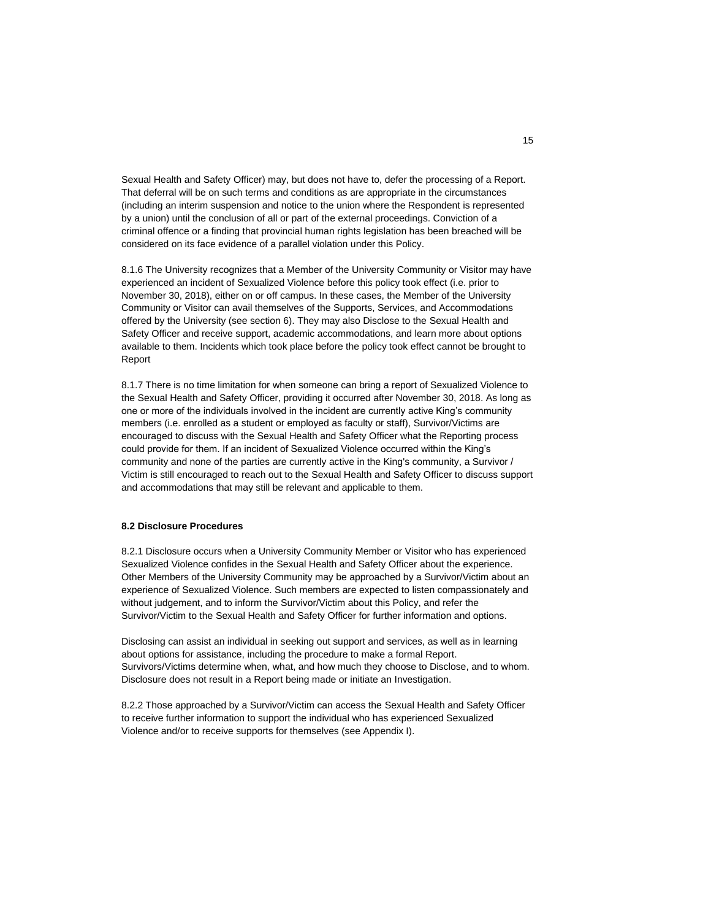Sexual Health and Safety Officer) may, but does not have to, defer the processing of a Report. That deferral will be on such terms and conditions as are appropriate in the circumstances (including an interim suspension and notice to the union where the Respondent is represented by a union) until the conclusion of all or part of the external proceedings. Conviction of a criminal offence or a finding that provincial human rights legislation has been breached will be considered on its face evidence of a parallel violation under this Policy.

8.1.6 The University recognizes that a Member of the University Community or Visitor may have experienced an incident of Sexualized Violence before this policy took effect (i.e. prior to November 30, 2018), either on or off campus. In these cases, the Member of the University Community or Visitor can avail themselves of the Supports, Services, and Accommodations offered by the University (see section 6). They may also Disclose to the Sexual Health and Safety Officer and receive support, academic accommodations, and learn more about options available to them. Incidents which took place before the policy took effect cannot be brought to Report

8.1.7 There is no time limitation for when someone can bring a report of Sexualized Violence to the Sexual Health and Safety Officer, providing it occurred after November 30, 2018. As long as one or more of the individuals involved in the incident are currently active King's community members (i.e. enrolled as a student or employed as faculty or staff), Survivor/Victims are encouraged to discuss with the Sexual Health and Safety Officer what the Reporting process could provide for them. If an incident of Sexualized Violence occurred within the King's community and none of the parties are currently active in the King's community, a Survivor / Victim is still encouraged to reach out to the Sexual Health and Safety Officer to discuss support and accommodations that may still be relevant and applicable to them.

**8.2 Disclosure Procedures**

8.2.1 Disclosure occurs when a University Community Member or Visitor who has experienced Sexualized Violence confides in the Sexual Health and Safety Officer about the experience. Other Members of the University Community may be approached by a Survivor/Victim about an experience of Sexualized Violence. Such members are expected to listen compassionately and without judgement, and to inform the Survivor/Victim about this Policy, and refer the Survivor/Victim to the Sexual Health and Safety Officer for further information and options.

Disclosing can assist an individual in seeking out support and services, as well as in learning about options for assistance, including the procedure to make a formal Report. Survivors/Victims determine when, what, and how much they choose to Disclose, and to whom. Disclosure does not result in a Report being made or initiate an Investigation.

8.2.2 Those approached by a Survivor/Victim can access the Sexual Health and Safety Officer to receive further information to support the individual who has experienced Sexualized Violence and/or to receive supports for themselves (see Appendix I).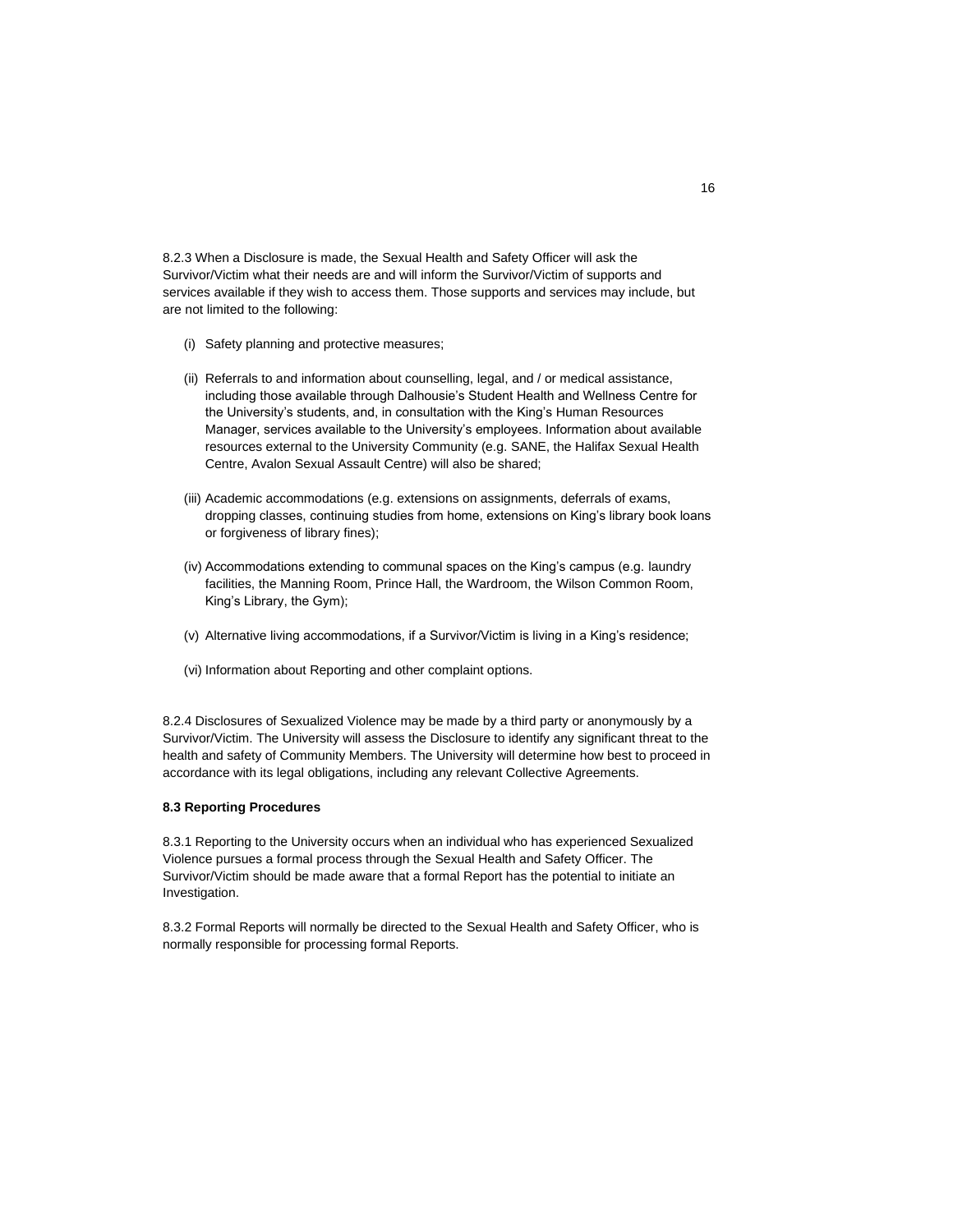8.2.3 When a Disclosure is made, the Sexual Health and Safety Officer will ask the Survivor/Victim what their needs are and will inform the Survivor/Victim of supports and services available if they wish to access them. Those supports and services may include, but are not limited to the following:

(i) Safety planning and protective measures;

(ii) Referrals to and information about counselling, legal, and / or medical assistance, including those available through Dalhousie's Student Health and Wellness Centre for the University's students, and, in consultation with the King's Human Resources Manager, services available to the University's employees. Information about available resources external to the University Community (e.g. SANE, the Halifax Sexual Health Centre, Avalon Sexual Assault Centre) will also be shared;

(iii) Academic accommodations (e.g. extensions on assignments, deferrals of exams, dropping classes, continuing studies from home, extensions on King's library book loans or forgiveness of library fines);

(iv) Accommodations extending to communal spaces on the King's campus (e.g. laundry facilities, the Manning Room, Prince Hall, the Wardroom, the Wilson Common Room, King's Library, the Gym);

(v) Alternative living accommodations, if a Survivor/Victim is living in a King's residence;

(vi) Information about Reporting and other complaint options.

8.2.4 Disclosures of Sexualized Violence may be made by a third party or anonymously by a Survivor/Victim. The University will assess the Disclosure to identify any significant threat to the health and safety of Community Members. The University will determine how best to proceed in accordance with its legal obligations, including any relevant Collective Agreements.

### 8.3 Reporting Procedures

8.3.1 Reporting to the University occurs when an individual who has experienced Sexualized Violence pursues a formal process through the Sexual Health and Safety Officer. The Survivor/Victim should be made aware that a formal Report has the potential to initiate an Investigation.

8.3.2 Formal Reports will normally be directed to the Sexual Health and Safety Officer, who is normally responsible for processing formal Reports.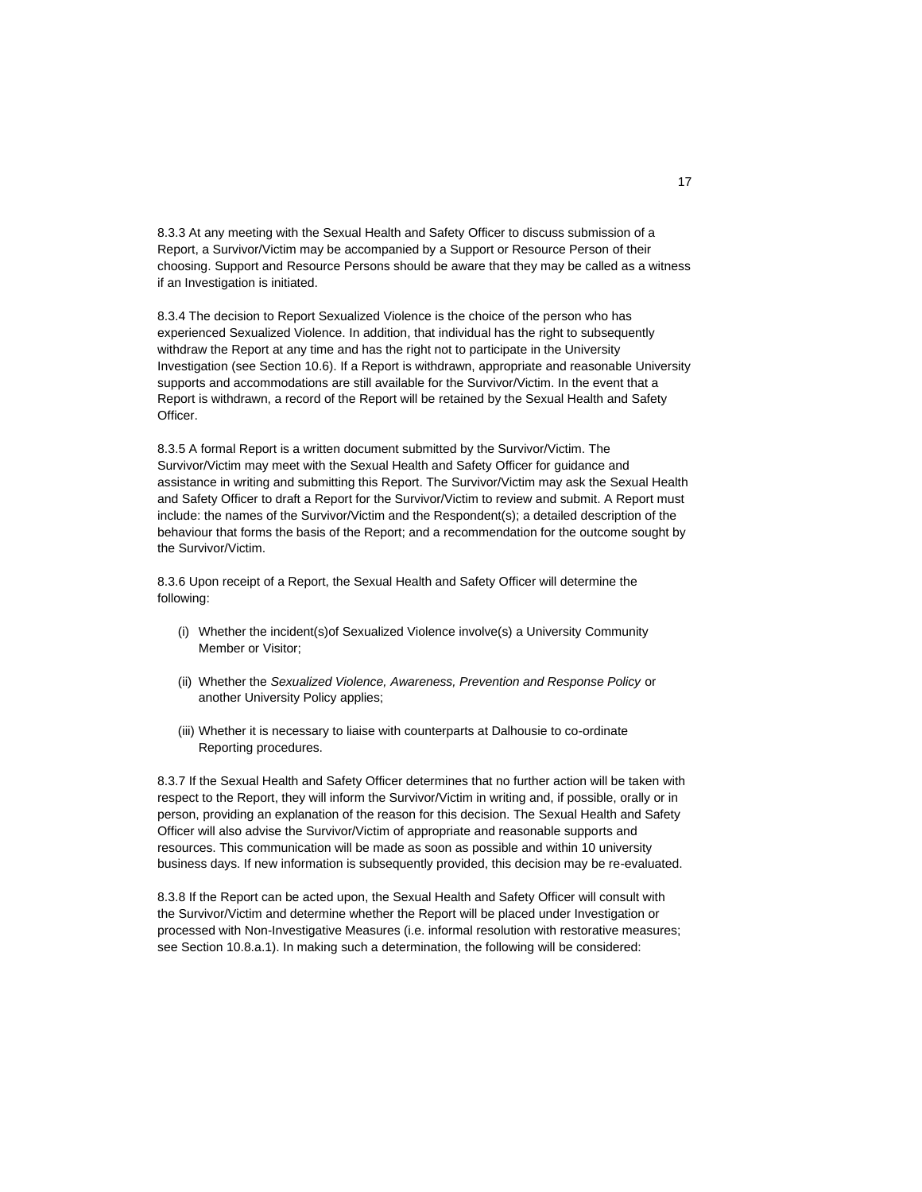8.3.3 At any meeting with the Sexual Health and Safety Officer to discuss submission of a Report, a Survivor/Victim may be accompanied by a Support or Resource Person of their choosing. Support and Resource Persons should be aware that they may be called as a witness if an Investigation is initiated.

8.3.4 The decision to Report Sexualized Violence is the choice of the person who has experienced Sexualized Violence. In addition, that individual has the right to subsequently withdraw the Report at any time and has the right not to participate in the University Investigation (see Section 10.6). If a Report is withdrawn, appropriate and reasonable University supports and accommodations are still available for the Survivor/Victim. In the event that a Report is withdrawn, a record of the Report will be retained by the Sexual Health and Safety Officer.

8.3.5 A formal Report is a written document submitted by the Survivor/Victim. The Survivor/Victim may meet with the Sexual Health and Safety Officer for guidance and assistance in writing and submitting this Report. The Survivor/Victim may ask the Sexual Health and Safety Officer to draft a Report for the Survivor/Victim to review and submit. A Report must include: the names of the Survivor/Victim and the Respondent(s); a detailed description of the behaviour that forms the basis of the Report; and a recommendation for the outcome sought by the Survivor/Victim.

8.3.6 Upon receipt of a Report, the Sexual Health and Safety Officer will determine the following:

(i) Whether the incident(s)of Sexualized Violence involve(s) a University Community Member or Visitor;

(ii) Whether the *Sexualized Violence, Awareness, Prevention and Response Policy* or another University Policy applies;

(iii) Whether it is necessary to liaise with counterparts at Dalhousie to co-ordinate Reporting procedures.

8.3.7 If the Sexual Health and Safety Officer determines that no further action will be taken with respect to the Report, they will inform the Survivor/Victim in writing and, if possible, orally or in person, providing an explanation of the reason for this decision. The Sexual Health and Safety Officer will also advise the Survivor/Victim of appropriate and reasonable supports and resources. This communication will be made as soon as possible and within 10 university business days. If new information is subsequently provided, this decision may be re-evaluated.

8.3.8 If the Report can be acted upon, the Sexual Health and Safety Officer will consult with the Survivor/Victim and determine whether the Report will be placed under Investigation or processed with Non-Investigative Measures (i.e. informal resolution with restorative measures; see Section 10.8.a.1). In making such a determination, the following will be considered: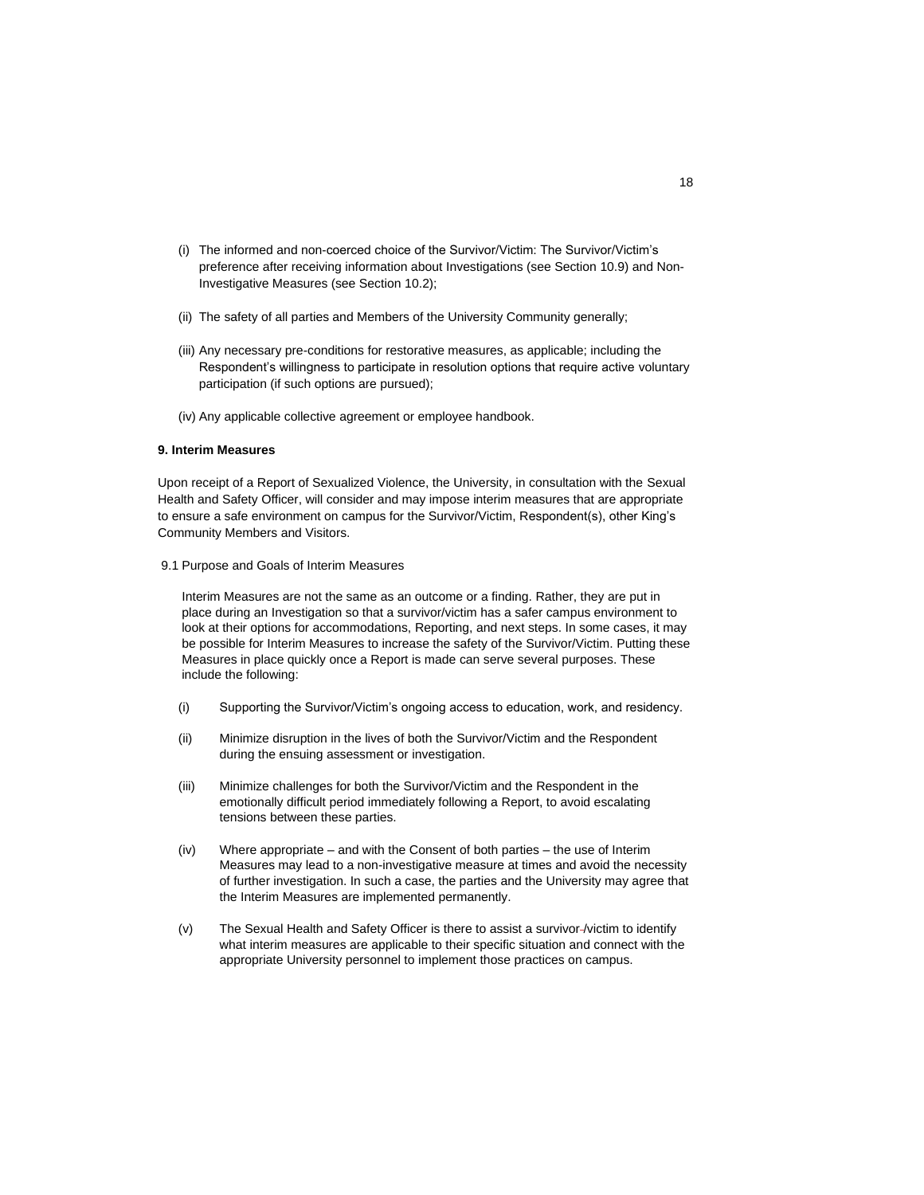(i) The informed and non-coerced choice of the Survivor/Victim: The Survivor/Victim's preference after receiving information about Investigations (see Section 10.9) and Non-Investigative Measures (see Section 10.2);

(ii) The safety of all parties and Members of the University Community generally;

(iii) Any necessary pre-conditions for restorative measures, as applicable; including the Respondent's willingness to participate in resolution options that require active voluntary participation (if such options are pursued);

(iv) Any applicable collective agreement or employee handbook.

**9. Interim Measures**

Upon receipt of a Report of Sexualized Violence, the University, in consultation with the Sexual Health and Safety Officer, will consider and may impose interim measures that are appropriate to ensure a safe environment on campus for the Survivor/Victim, Respondent(s), other King's Community Members and Visitors.

9.1 Purpose and Goals of Interim Measures

Interim Measures are not the same as an outcome or a finding. Rather, they are put in place during an Investigation so that a survivor/victim has a safer campus environment to look at their options for accommodations, Reporting, and next steps. In some cases, it may be possible for Interim Measures to increase the safety of the Survivor/Victim. Putting these Measures in place quickly once a Report is made can serve several purposes. These include the following:

(i) Supporting the Survivor/Victim's ongoing access to education, work, and residency.

(ii) Minimize disruption in the lives of both the Survivor/Victim and the Respondent during the ensuing assessment or investigation.

(iii) Minimize challenges for both the Survivor/Victim and the Respondent in the emotionally difficult period immediately following a Report, to avoid escalating tensions between these parties.

(iv) Where appropriate – and with the Consent of both parties – the use of Interim Measures may lead to a non-investigative measure at times and avoid the necessity of further investigation. In such a case, the parties and the University may agree that the Interim Measures are implemented permanently.

(v) The Sexual Health and Safety Officer is there to assist a survivor-/victim to identify what interim measures are applicable to their specific situation and connect with the appropriate University personnel to implement those practices on campus.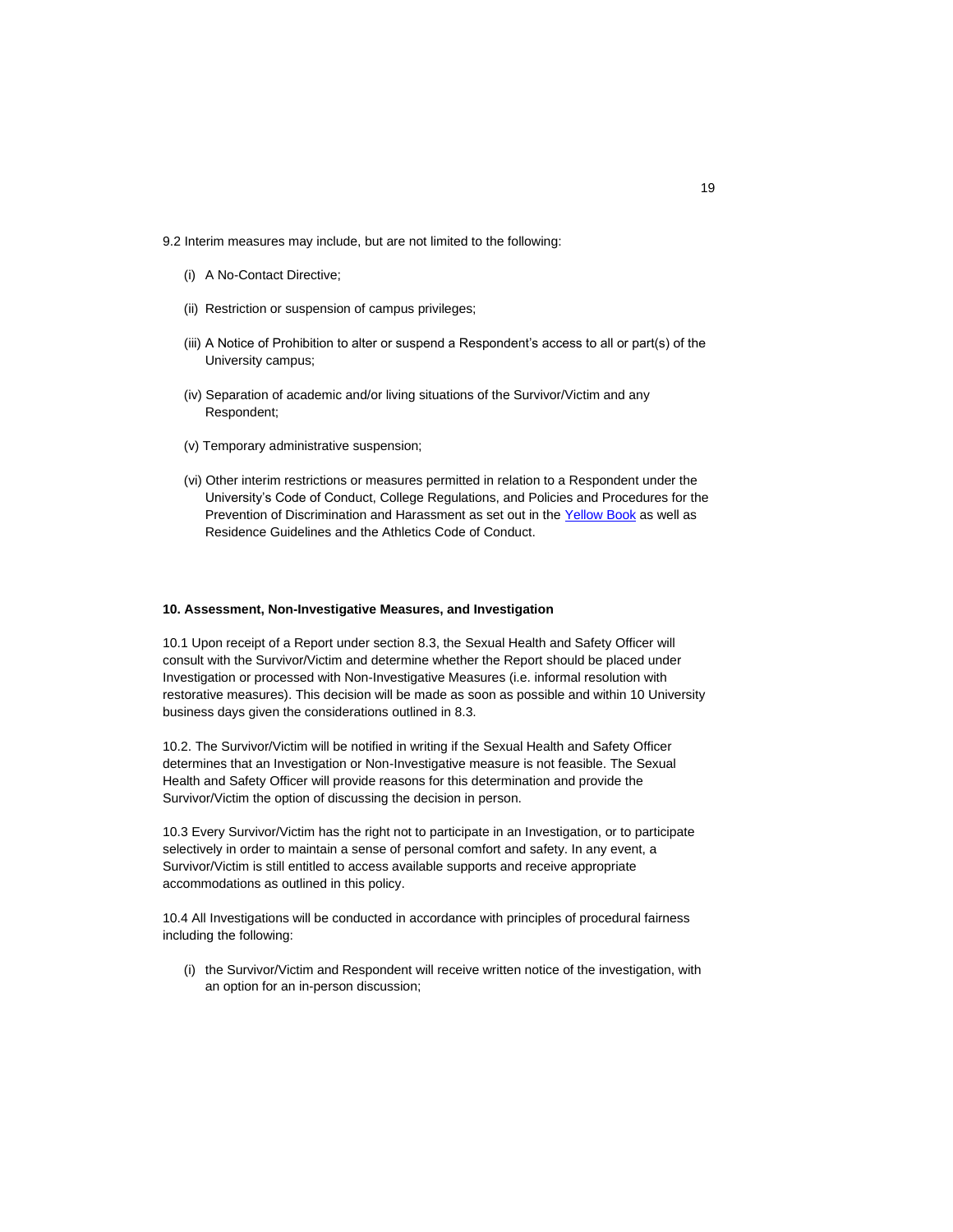9.2 Interim measures may include, but are not limited to the following:

(i) A No-Contact Directive;

(ii) Restriction or suspension of campus privileges;

(iii) A Notice of Prohibition to alter or suspend a Respondent's access to all or part(s) of the University campus;

(iv) Separation of academic and/or living situations of the Survivor/Victim and any Respondent;

(v) Temporary administrative suspension;

(vi) Other interim restrictions or measures permitted in relation to a Respondent under the University's Code of Conduct, College Regulations, and Policies and Procedures for the Prevention of Discrimination and Harassment as set out in the Yellow Book as well as Residence Guidelines and the Athletics Code of Conduct.

**10. Assessment, Non-Investigative Measures, and Investigation**

10.1 Upon receipt of a Report under section 8.3, the Sexual Health and Safety Officer will consult with the Survivor/Victim and determine whether the Report should be placed under Investigation or processed with Non-Investigative Measures (i.e. informal resolution with restorative measures). This decision will be made as soon as possible and within 10 University business days given the considerations outlined in 8.3.

10.2. The Survivor/Victim will be notified in writing if the Sexual Health and Safety Officer determines that an Investigation or Non-Investigative measure is not feasible. The Sexual Health and Safety Officer will provide reasons for this determination and provide the Survivor/Victim the option of discussing the decision in person.

10.3 Every Survivor/Victim has the right not to participate in an Investigation, or to participate selectively in order to maintain a sense of personal comfort and safety. In any event, a Survivor/Victim is still entitled to access available supports and receive appropriate accommodations as outlined in this policy.

10.4 All Investigations will be conducted in accordance with principles of procedural fairness including the following:

(i) the Survivor/Victim and Respondent will receive written notice of the investigation, with an option for an in-person discussion;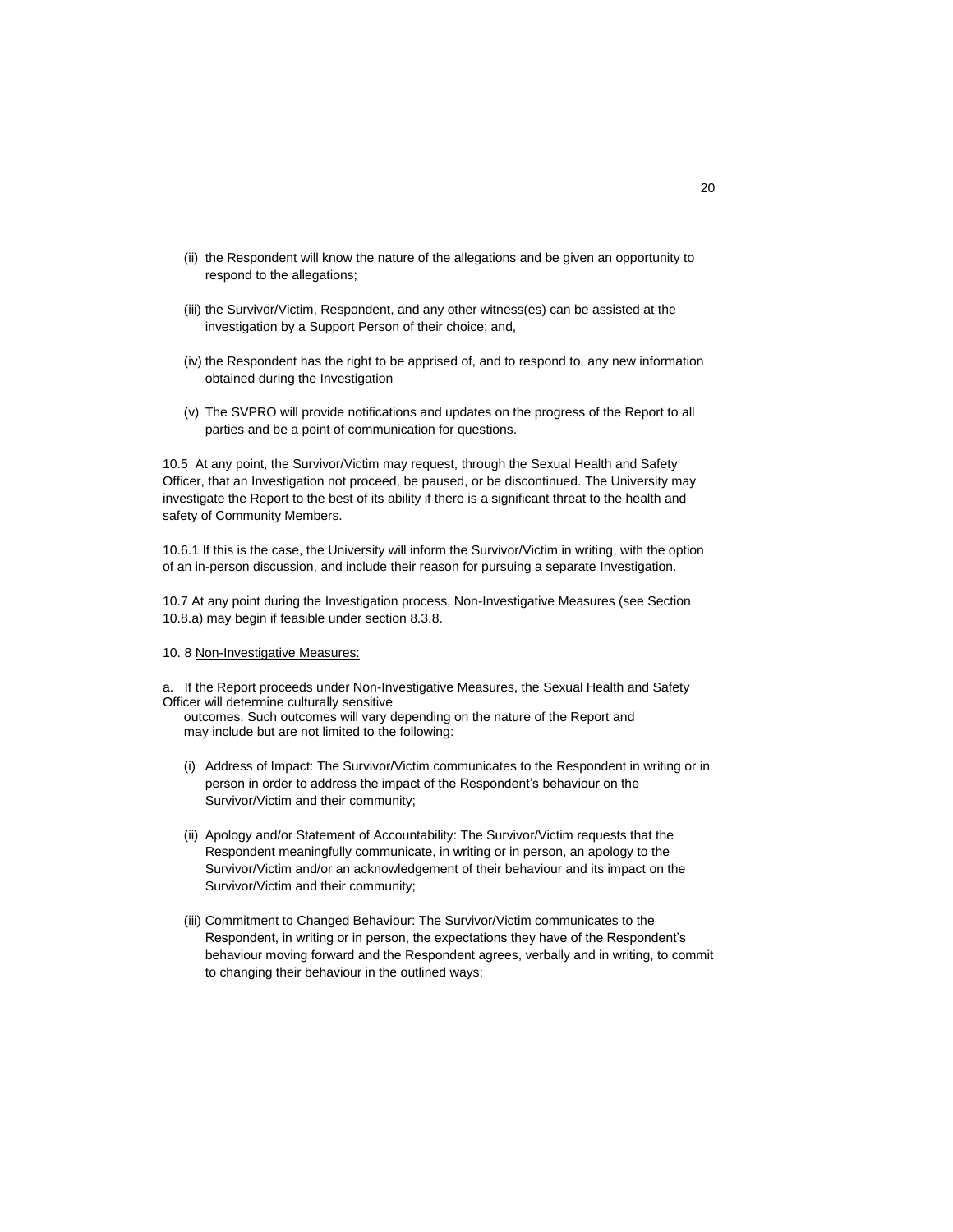(ii) the Respondent will know the nature of the allegations and be given an opportunity to respond to the allegations;

(iii) the Survivor/Victim, Respondent, and any other witness(es) can be assisted at the investigation by a Support Person of their choice; and,

(iv) the Respondent has the right to be apprised of, and to respond to, any new information obtained during the Investigation

(v) The SVPRO will provide notifications and updates on the progress of the Report to all parties and be a point of communication for questions.

10.5 At any point, the Survivor/Victim may request, through the Sexual Health and Safety Officer, that an Investigation not proceed, be paused, or be discontinued. The University may investigate the Report to the best of its ability if there is a significant threat to the health and safety of Community Members.

10.6.1 If this is the case, the University will inform the Survivor/Victim in writing, with the option of an in-person discussion, and include their reason for pursuing a separate Investigation.

10.7 At any point during the Investigation process, Non-Investigative Measures (see Section 10.8.a) may begin if feasible under section 8.3.8.

10. 8 <u>Non-Investigative Measures:</u>

a. If the Report proceeds under Non-Investigative Measures, the Sexual Health and Safety Officer will determine culturally sensitive outcomes. Such outcomes will vary depending on the nature of the Report and may include but are not limited to the following:

(i) Address of Impact: The Survivor/Victim communicates to the Respondent in writing or in person in order to address the impact of the Respondent's behaviour on the Survivor/Victim and their community;

(ii) Apology and/or Statement of Accountability: The Survivor/Victim requests that the Respondent meaningfully communicate, in writing or in person, an apology to the Survivor/Victim and/or an acknowledgement of their behaviour and its impact on the Survivor/Victim and their community;

(iii) Commitment to Changed Behaviour: The Survivor/Victim communicates to the Respondent, in writing or in person, the expectations they have of the Respondent's behaviour moving forward and the Respondent agrees, verbally and in writing, to commit to changing their behaviour in the outlined ways;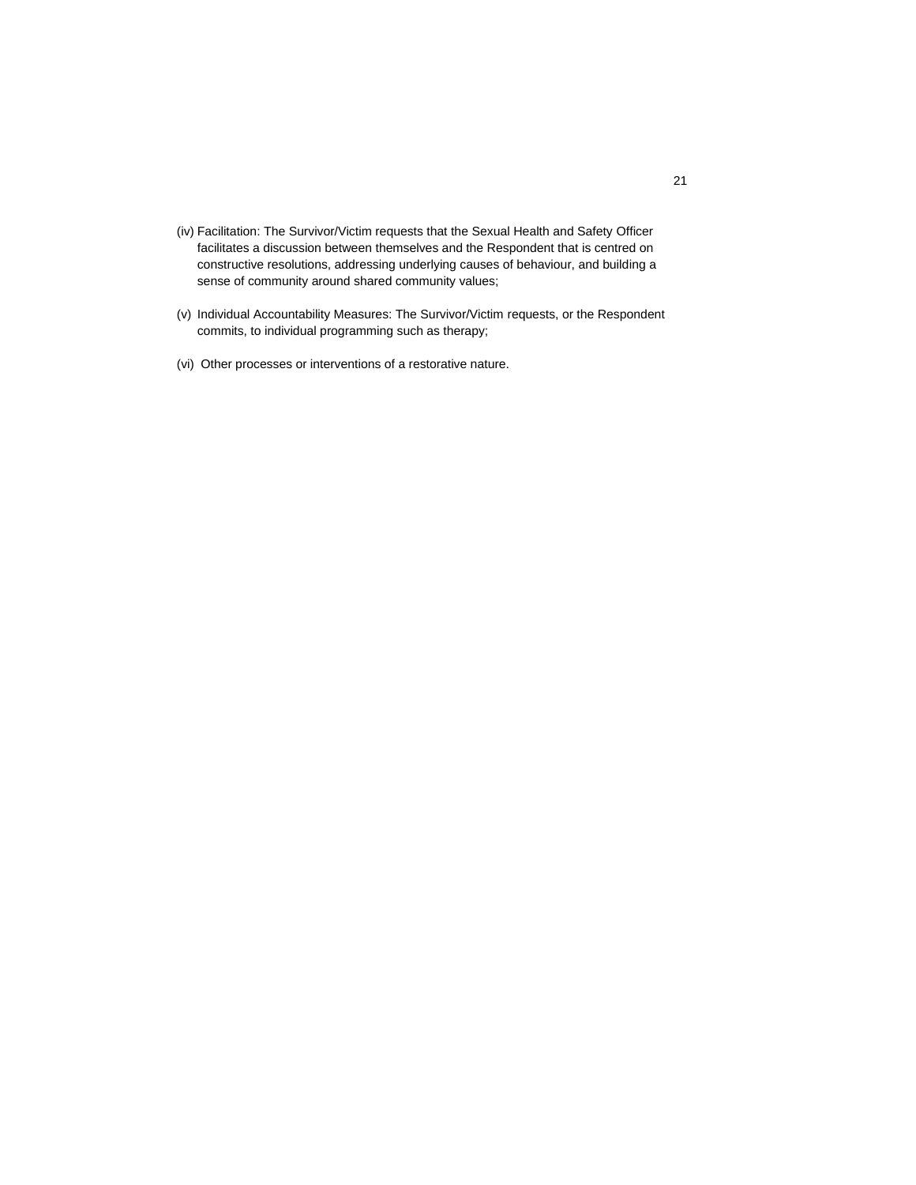(iv) Facilitation: The Survivor/Victim requests that the Sexual Health and Safety Officer facilitates a discussion between themselves and the Respondent that is centred on constructive resolutions, addressing underlying causes of behaviour, and building a sense of community around shared community values;

(v) Individual Accountability Measures: The Survivor/Victim requests, or the Respondent commits, to individual programming such as therapy;

(vi) Other processes or interventions of a restorative nature.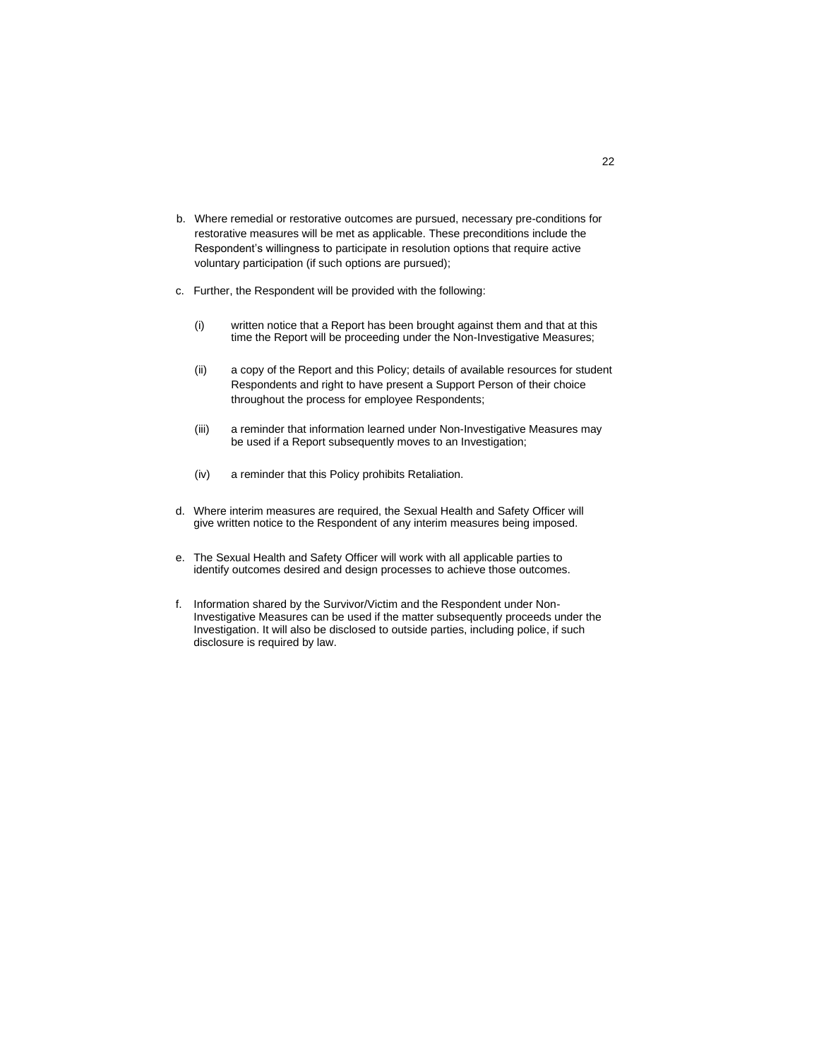b. Where remedial or restorative outcomes are pursued, necessary pre-conditions for restorative measures will be met as applicable. These preconditions include the Respondent's willingness to participate in resolution options that require active voluntary participation (if such options are pursued);

c. Further, the Respondent will be provided with the following:

   (i) written notice that a Report has been brought against them and that at this time the Report will be proceeding under the Non-Investigative Measures;

   (ii) a copy of the Report and this Policy; details of available resources for student Respondents and right to have present a Support Person of their choice throughout the process for employee Respondents;

   (iii) a reminder that information learned under Non-Investigative Measures may be used if a Report subsequently moves to an Investigation;

   (iv) a reminder that this Policy prohibits Retaliation.

d. Where interim measures are required, the Sexual Health and Safety Officer will give written notice to the Respondent of any interim measures being imposed.

e. The Sexual Health and Safety Officer will work with all applicable parties to identify outcomes desired and design processes to achieve those outcomes.

f. Information shared by the Survivor/Victim and the Respondent under Non-Investigative Measures can be used if the matter subsequently proceeds under the Investigation. It will also be disclosed to outside parties, including police, if such disclosure is required by law.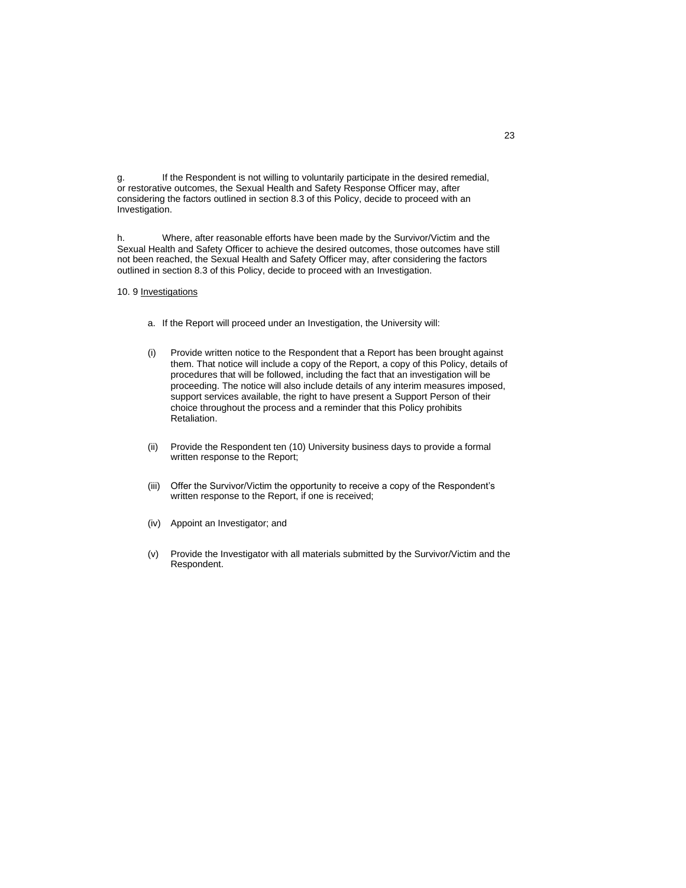g. If the Respondent is not willing to voluntarily participate in the desired remedial, or restorative outcomes, the Sexual Health and Safety Response Officer may, after considering the factors outlined in section 8.3 of this Policy, decide to proceed with an Investigation.

h. Where, after reasonable efforts have been made by the Survivor/Victim and the Sexual Health and Safety Officer to achieve the desired outcomes, those outcomes have still not been reached, the Sexual Health and Safety Officer may, after considering the factors outlined in section 8.3 of this Policy, decide to proceed with an Investigation.

10. 9 <u>Investigations</u>

a. If the Report will proceed under an Investigation, the University will:

(i) Provide written notice to the Respondent that a Report has been brought against them. That notice will include a copy of the Report, a copy of this Policy, details of procedures that will be followed, including the fact that an investigation will be proceeding. The notice will also include details of any interim measures imposed, support services available, the right to have present a Support Person of their choice throughout the process and a reminder that this Policy prohibits Retaliation.

(ii) Provide the Respondent ten (10) University business days to provide a formal written response to the Report;

(iii) Offer the Survivor/Victim the opportunity to receive a copy of the Respondent's written response to the Report, if one is received;

(iv) Appoint an Investigator; and

(v) Provide the Investigator with all materials submitted by the Survivor/Victim and the Respondent.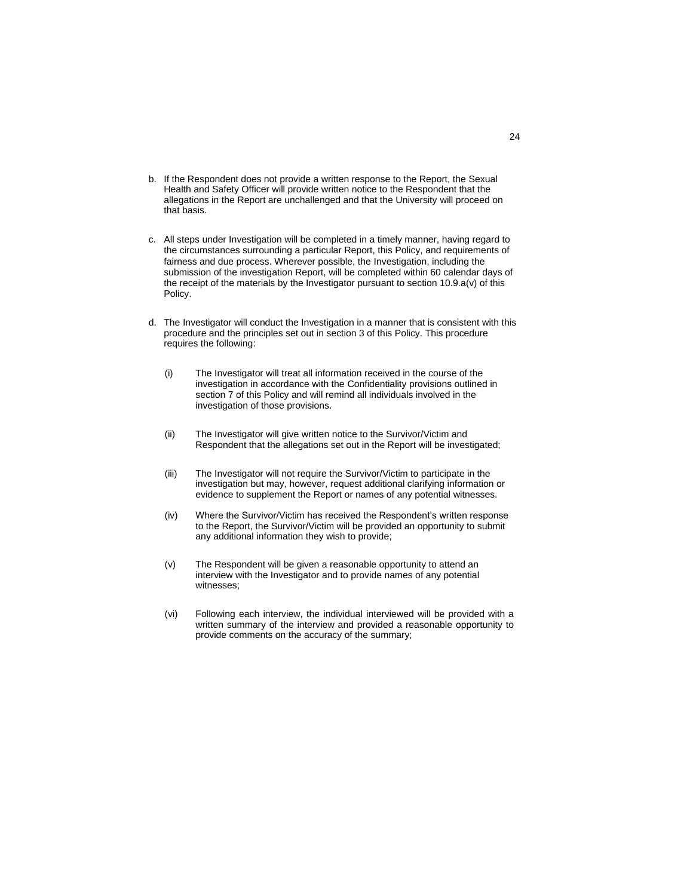b. If the Respondent does not provide a written response to the Report, the Sexual Health and Safety Officer will provide written notice to the Respondent that the allegations in the Report are unchallenged and that the University will proceed on that basis.

c. All steps under Investigation will be completed in a timely manner, having regard to the circumstances surrounding a particular Report, this Policy, and requirements of fairness and due process. Wherever possible, the Investigation, including the submission of the investigation Report, will be completed within 60 calendar days of the receipt of the materials by the Investigator pursuant to section 10.9.a(v) of this Policy.

d. The Investigator will conduct the Investigation in a manner that is consistent with this procedure and the principles set out in section 3 of this Policy. This procedure requires the following:

   (i) The Investigator will treat all information received in the course of the investigation in accordance with the Confidentiality provisions outlined in section 7 of this Policy and will remind all individuals involved in the investigation of those provisions.

   (ii) The Investigator will give written notice to the Survivor/Victim and Respondent that the allegations set out in the Report will be investigated;

   (iii) The Investigator will not require the Survivor/Victim to participate in the investigation but may, however, request additional clarifying information or evidence to supplement the Report or names of any potential witnesses.

   (iv) Where the Survivor/Victim has received the Respondent's written response to the Report, the Survivor/Victim will be provided an opportunity to submit any additional information they wish to provide;

   (v) The Respondent will be given a reasonable opportunity to attend an interview with the Investigator and to provide names of any potential witnesses;

   (vi) Following each interview, the individual interviewed will be provided with a written summary of the interview and provided a reasonable opportunity to provide comments on the accuracy of the summary;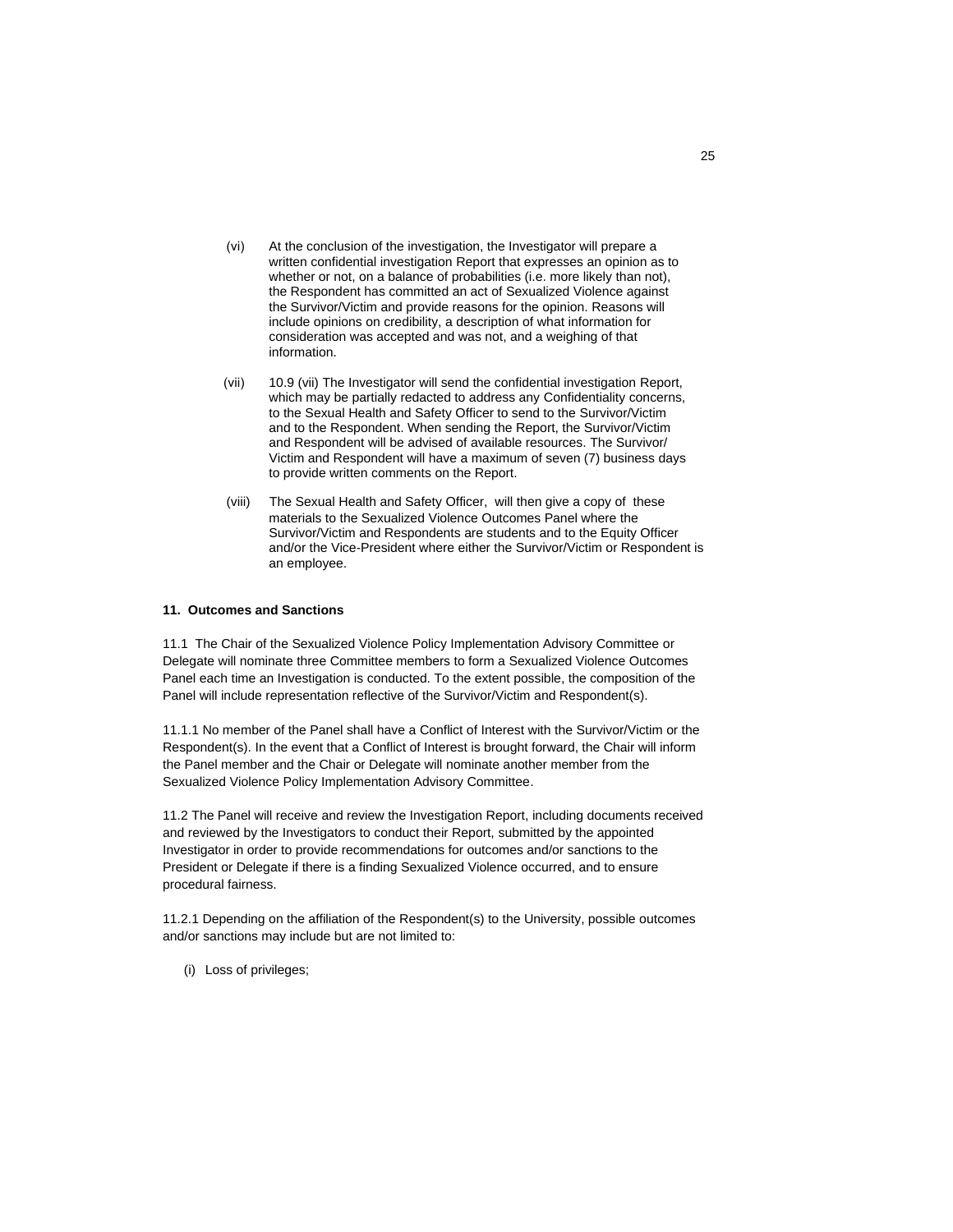(vi) At the conclusion of the investigation, the Investigator will prepare a written confidential investigation Report that expresses an opinion as to whether or not, on a balance of probabilities (i.e. more likely than not), the Respondent has committed an act of Sexualized Violence against the Survivor/Victim and provide reasons for the opinion. Reasons will include opinions on credibility, a description of what information for consideration was accepted and was not, and a weighing of that information.

(vii) 10.9 (vii) The Investigator will send the confidential investigation Report, which may be partially redacted to address any Confidentiality concerns, to the Sexual Health and Safety Officer to send to the Survivor/Victim and to the Respondent. When sending the Report, the Survivor/Victim and Respondent will be advised of available resources. The Survivor/ Victim and Respondent will have a maximum of seven (7) business days to provide written comments on the Report.

(viii) The Sexual Health and Safety Officer, will then give a copy of these materials to the Sexualized Violence Outcomes Panel where the Survivor/Victim and Respondents are students and to the Equity Officer and/or the Vice-President where either the Survivor/Victim or Respondent is an employee.

## 11. Outcomes and Sanctions

11.1 The Chair of the Sexualized Violence Policy Implementation Advisory Committee or Delegate will nominate three Committee members to form a Sexualized Violence Outcomes Panel each time an Investigation is conducted. To the extent possible, the composition of the Panel will include representation reflective of the Survivor/Victim and Respondent(s).

11.1.1 No member of the Panel shall have a Conflict of Interest with the Survivor/Victim or the Respondent(s). In the event that a Conflict of Interest is brought forward, the Chair will inform the Panel member and the Chair or Delegate will nominate another member from the Sexualized Violence Policy Implementation Advisory Committee.

11.2 The Panel will receive and review the Investigation Report, including documents received and reviewed by the Investigators to conduct their Report, submitted by the appointed Investigator in order to provide recommendations for outcomes and/or sanctions to the President or Delegate if there is a finding Sexualized Violence occurred, and to ensure procedural fairness.

11.2.1 Depending on the affiliation of the Respondent(s) to the University, possible outcomes and/or sanctions may include but are not limited to:

(i) Loss of privileges;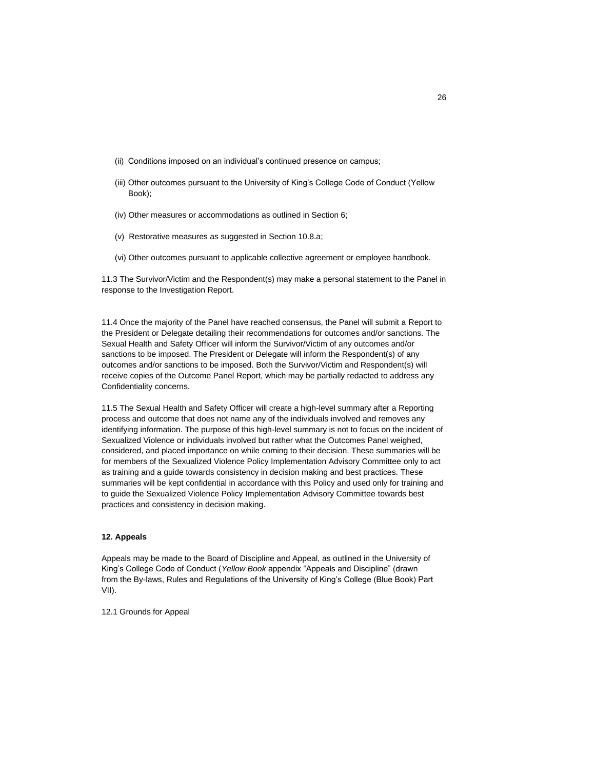(ii) Conditions imposed on an individual's continued presence on campus;

(iii) Other outcomes pursuant to the University of King's College Code of Conduct (Yellow Book);

(iv) Other measures or accommodations as outlined in Section 6;

(v) Restorative measures as suggested in Section 10.8.a;

(vi) Other outcomes pursuant to applicable collective agreement or employee handbook.

11.3 The Survivor/Victim and the Respondent(s) may make a personal statement to the Panel in response to the Investigation Report.

11.4 Once the majority of the Panel have reached consensus, the Panel will submit a Report to the President or Delegate detailing their recommendations for outcomes and/or sanctions. The Sexual Health and Safety Officer will inform the Survivor/Victim of any outcomes and/or sanctions to be imposed. The President or Delegate will inform the Respondent(s) of any outcomes and/or sanctions to be imposed. Both the Survivor/Victim and Respondent(s) will receive copies of the Outcome Panel Report, which may be partially redacted to address any Confidentiality concerns.

11.5 The Sexual Health and Safety Officer will create a high-level summary after a Reporting process and outcome that does not name any of the individuals involved and removes any identifying information. The purpose of this high-level summary is not to focus on the incident of Sexualized Violence or individuals involved but rather what the Outcomes Panel weighed, considered, and placed importance on while coming to their decision. These summaries will be for members of the Sexualized Violence Policy Implementation Advisory Committee only to act as training and a guide towards consistency in decision making and best practices. These summaries will be kept confidential in accordance with this Policy and used only for training and to guide the Sexualized Violence Policy Implementation Advisory Committee towards best practices and consistency in decision making.

**12. Appeals**

Appeals may be made to the Board of Discipline and Appeal, as outlined in the University of King's College Code of Conduct (*Yellow Book* appendix "Appeals and Discipline" (drawn from the By-laws, Rules and Regulations of the University of King's College (Blue Book) Part VII).

12.1 Grounds for Appeal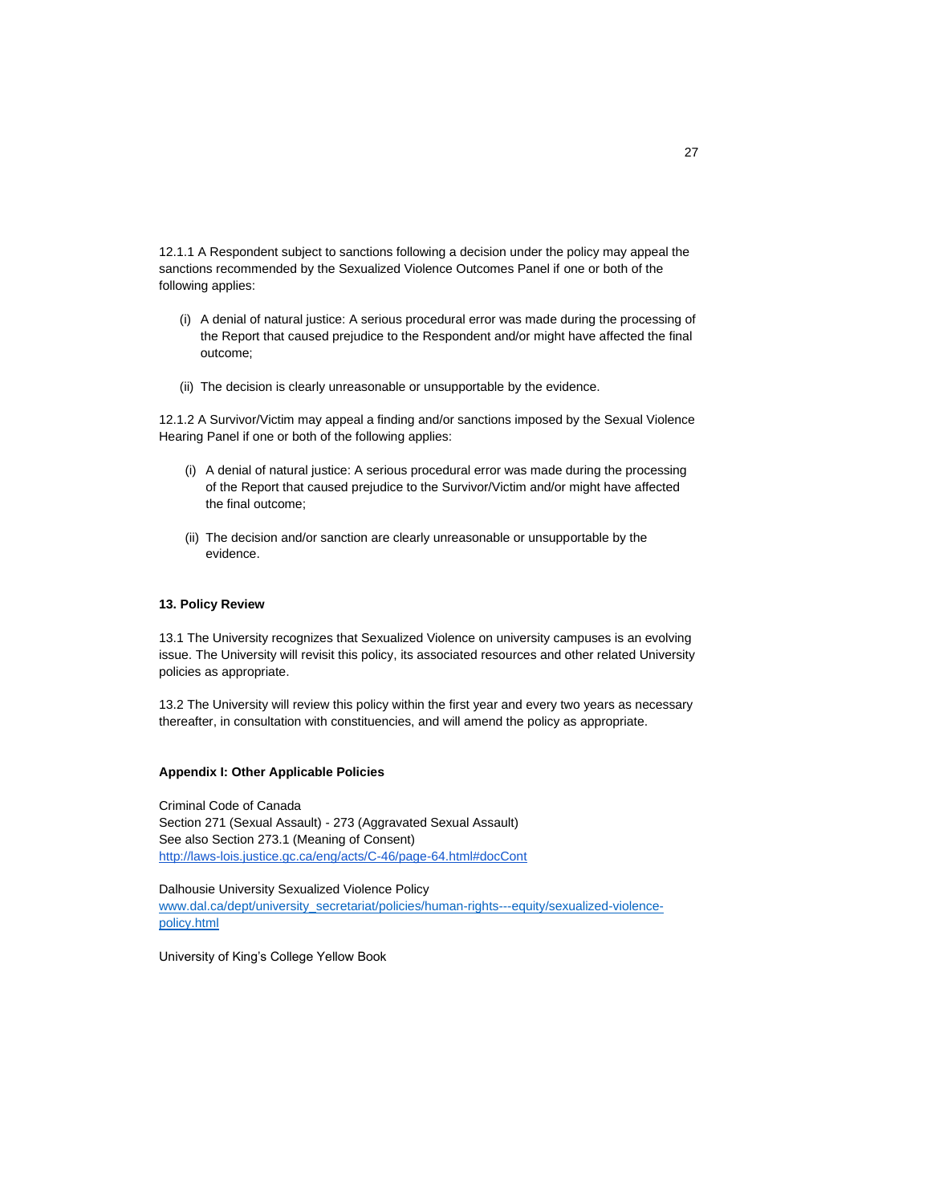12.1.1 A Respondent subject to sanctions following a decision under the policy may appeal the sanctions recommended by the Sexualized Violence Outcomes Panel if one or both of the following applies:

(i) A denial of natural justice: A serious procedural error was made during the processing of the Report that caused prejudice to the Respondent and/or might have affected the final outcome;

(ii) The decision is clearly unreasonable or unsupportable by the evidence.

12.1.2 A Survivor/Victim may appeal a finding and/or sanctions imposed by the Sexual Violence Hearing Panel if one or both of the following applies:

(i) A denial of natural justice: A serious procedural error was made during the processing of the Report that caused prejudice to the Survivor/Victim and/or might have affected the final outcome;

(ii) The decision and/or sanction are clearly unreasonable or unsupportable by the evidence.

**13. Policy Review**

13.1 The University recognizes that Sexualized Violence on university campuses is an evolving issue. The University will revisit this policy, its associated resources and other related University policies as appropriate.

13.2 The University will review this policy within the first year and every two years as necessary thereafter, in consultation with constituencies, and will amend the policy as appropriate.

**Appendix I: Other Applicable Policies**

Criminal Code of Canada
Section 271 (Sexual Assault) - 273 (Aggravated Sexual Assault)
See also Section 273.1 (Meaning of Consent)
http://laws-lois.justice.gc.ca/eng/acts/C-46/page-64.html#docCont

Dalhousie University Sexualized Violence Policy
www.dal.ca/dept/university_secretariat/policies/human-rights---equity/sexualized-violence-policy.html

University of King's College Yellow Book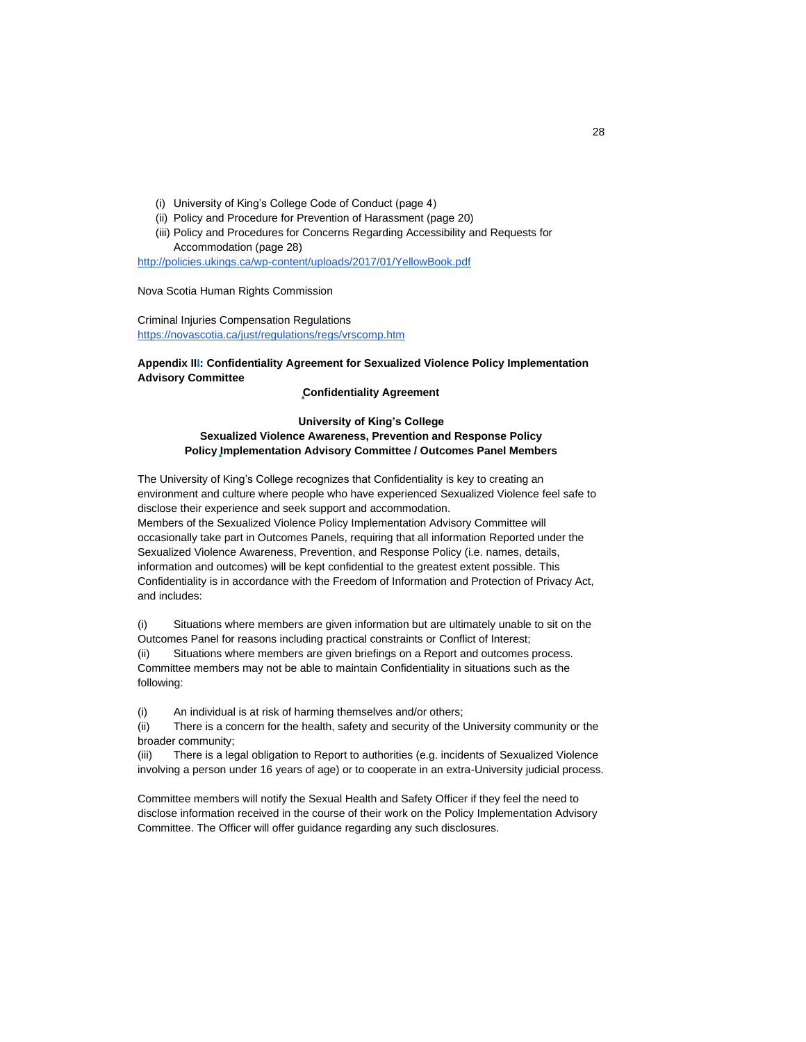(i) University of King's College Code of Conduct (page 4)
(ii) Policy and Procedure for Prevention of Harassment (page 20)
(iii) Policy and Procedures for Concerns Regarding Accessibility and Requests for Accommodation (page 28)

http://policies.ukings.ca/wp-content/uploads/2017/01/YellowBook.pdf

Nova Scotia Human Rights Commission

Criminal Injuries Compensation Regulations
https://novascotia.ca/just/regulations/regs/vrscomp.htm

**Appendix III: Confidentiality Agreement for Sexualized Violence Policy Implementation Advisory Committee**

**Confidentiality Agreement**

**University of King's College**
**Sexualized Violence Awareness, Prevention and Response Policy**
**Policy Implementation Advisory Committee / Outcomes Panel Members**

The University of King's College recognizes that Confidentiality is key to creating an environment and culture where people who have experienced Sexualized Violence feel safe to disclose their experience and seek support and accommodation.
Members of the Sexualized Violence Policy Implementation Advisory Committee will occasionally take part in Outcomes Panels, requiring that all information Reported under the Sexualized Violence Awareness, Prevention, and Response Policy (i.e. names, details, information and outcomes) will be kept confidential to the greatest extent possible. This Confidentiality is in accordance with the Freedom of Information and Protection of Privacy Act, and includes:

(i) Situations where members are given information but are ultimately unable to sit on the Outcomes Panel for reasons including practical constraints or Conflict of Interest;
(ii) Situations where members are given briefings on a Report and outcomes process.
Committee members may not be able to maintain Confidentiality in situations such as the following:

(i) An individual is at risk of harming themselves and/or others;
(ii) There is a concern for the health, safety and security of the University community or the broader community;
(iii) There is a legal obligation to Report to authorities (e.g. incidents of Sexualized Violence involving a person under 16 years of age) or to cooperate in an extra-University judicial process.

Committee members will notify the Sexual Health and Safety Officer if they feel the need to disclose information received in the course of their work on the Policy Implementation Advisory Committee. The Officer will offer guidance regarding any such disclosures.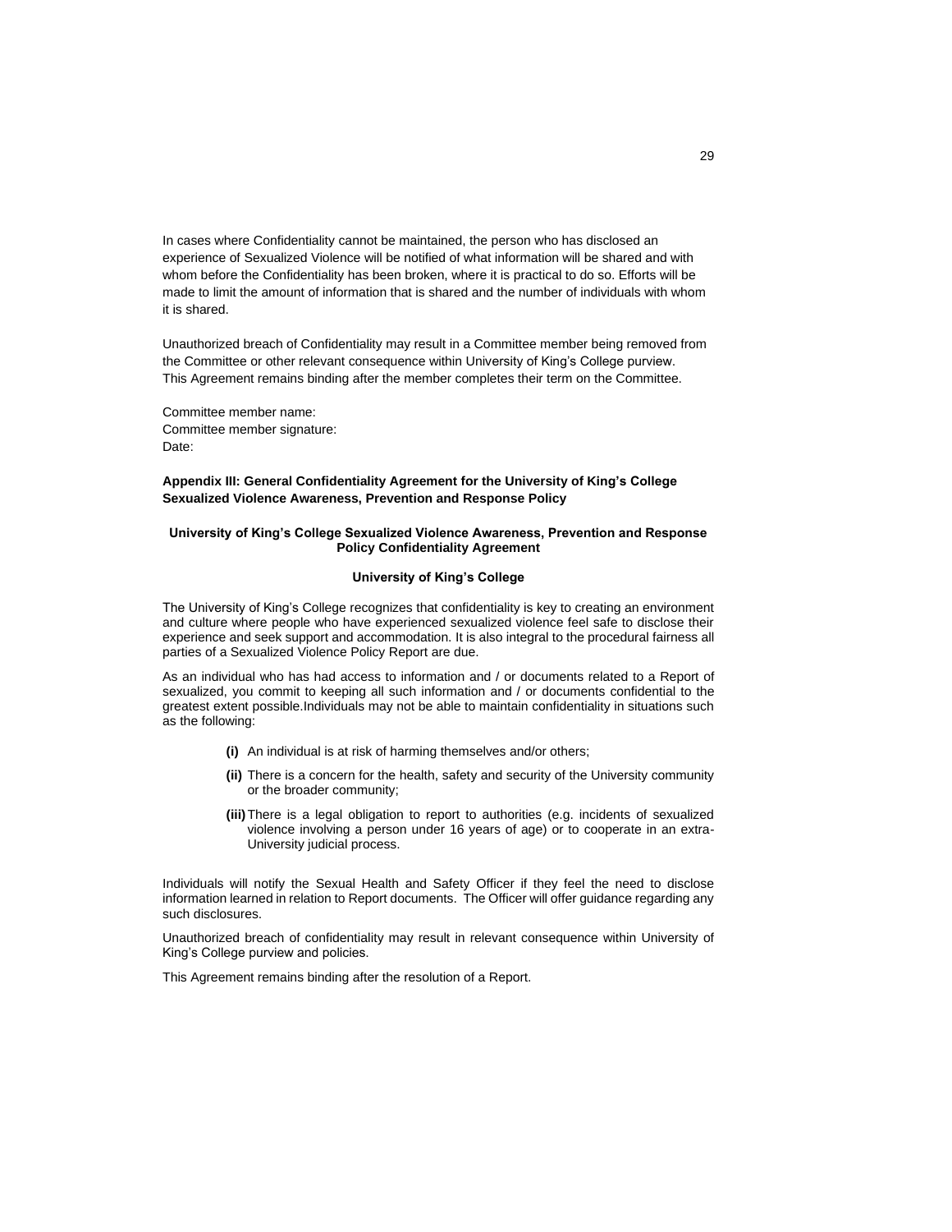In cases where Confidentiality cannot be maintained, the person who has disclosed an experience of Sexualized Violence will be notified of what information will be shared and with whom before the Confidentiality has been broken, where it is practical to do so. Efforts will be made to limit the amount of information that is shared and the number of individuals with whom it is shared.

Unauthorized breach of Confidentiality may result in a Committee member being removed from the Committee or other relevant consequence within University of King's College purview. This Agreement remains binding after the member completes their term on the Committee.

Committee member name:
Committee member signature:
Date:

## Appendix III: General Confidentiality Agreement for the University of King's College Sexualized Violence Awareness, Prevention and Response Policy

### University of King's College Sexualized Violence Awareness, Prevention and Response Policy Confidentiality Agreement

### University of King's College

The University of King's College recognizes that confidentiality is key to creating an environment and culture where people who have experienced sexualized violence feel safe to disclose their experience and seek support and accommodation. It is also integral to the procedural fairness all parties of a Sexualized Violence Policy Report are due.

As an individual who has had access to information and / or documents related to a Report of sexualized, you commit to keeping all such information and / or documents confidential to the greatest extent possible.Individuals may not be able to maintain confidentiality in situations such as the following:

- **(i)** An individual is at risk of harming themselves and/or others;
- **(ii)** There is a concern for the health, safety and security of the University community or the broader community;
- **(iii)** There is a legal obligation to report to authorities (e.g. incidents of sexualized violence involving a person under 16 years of age) or to cooperate in an extra-University judicial process.

Individuals will notify the Sexual Health and Safety Officer if they feel the need to disclose information learned in relation to Report documents. The Officer will offer guidance regarding any such disclosures.

Unauthorized breach of confidentiality may result in relevant consequence within University of King's College purview and policies.

This Agreement remains binding after the resolution of a Report.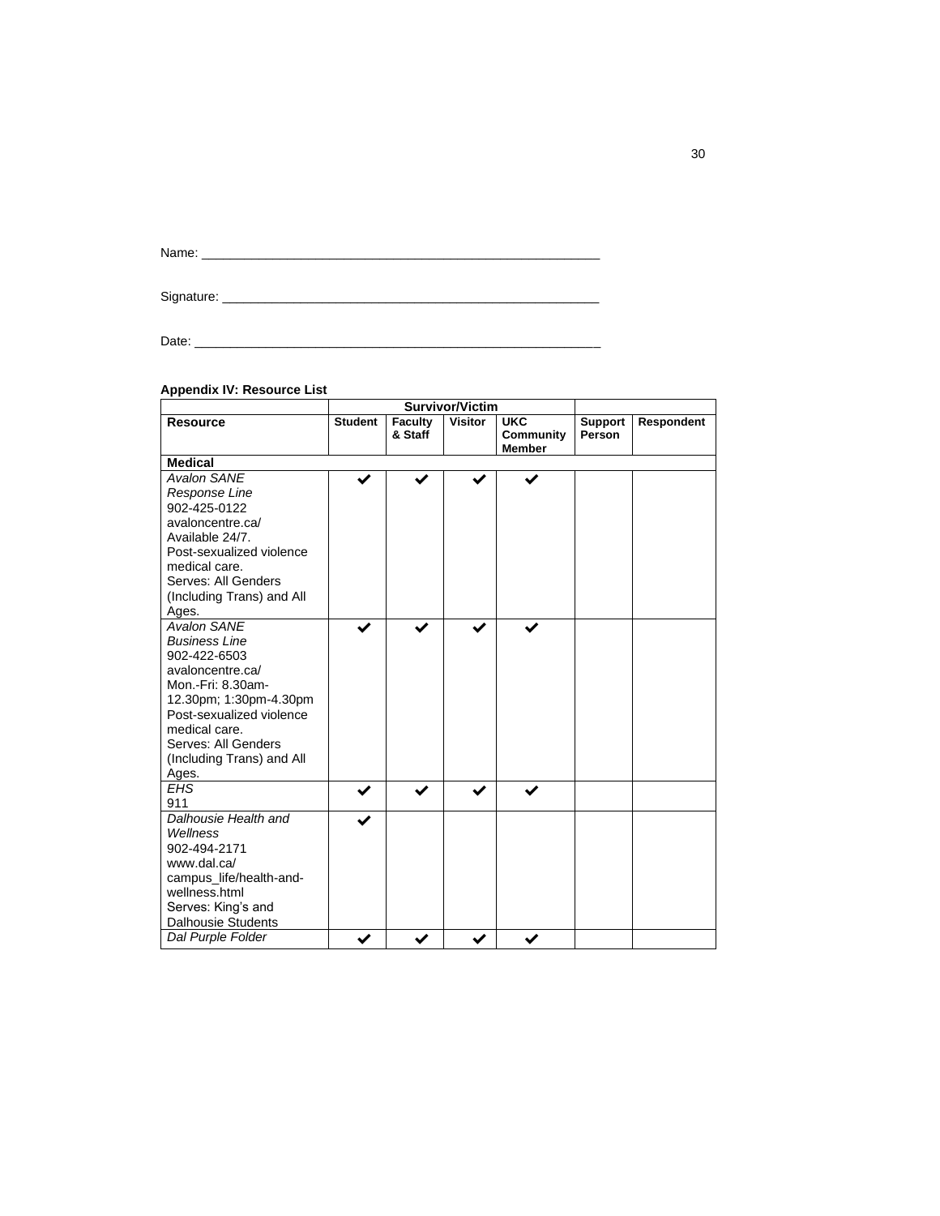Name: _______________________________________________________

Signature: ___________________________________________________

Date: ________________________________________________________

**Appendix IV: Resource List**

| | Survivor/Victim | | | | | |
|---|---|---|---|---|---|---|
| **Resource** | **Student** | **Faculty & Staff** | **Visitor** | **UKC Community Member** | **Support Person** | **Respondent** |
| **Medical** | | | | | | |
| *Avalon SANE Response Line* 902-425-0122 avaloncentre.ca/ Available 24/7. Post-sexualized violence medical care. Serves: All Genders (Including Trans) and All Ages. | ✔ | ✔ | ✔ | ✔ | | |
| *Avalon SANE Business Line* 902-422-6503 avaloncentre.ca/ Mon.-Fri: 8.30am-12.30pm; 1:30pm-4.30pm Post-sexualized violence medical care. Serves: All Genders (Including Trans) and All Ages. | ✔ | ✔ | ✔ | ✔ | | |
| *EHS* 911 | ✔ | ✔ | ✔ | ✔ | | |
| *Dalhousie Health and Wellness* 902-494-2171 www.dal.ca/campus_life/health-and-wellness.html Serves: King's and Dalhousie Students | ✔ | | | | | |
| *Dal Purple Folder* | ✔ | ✔ | ✔ | ✔ | | |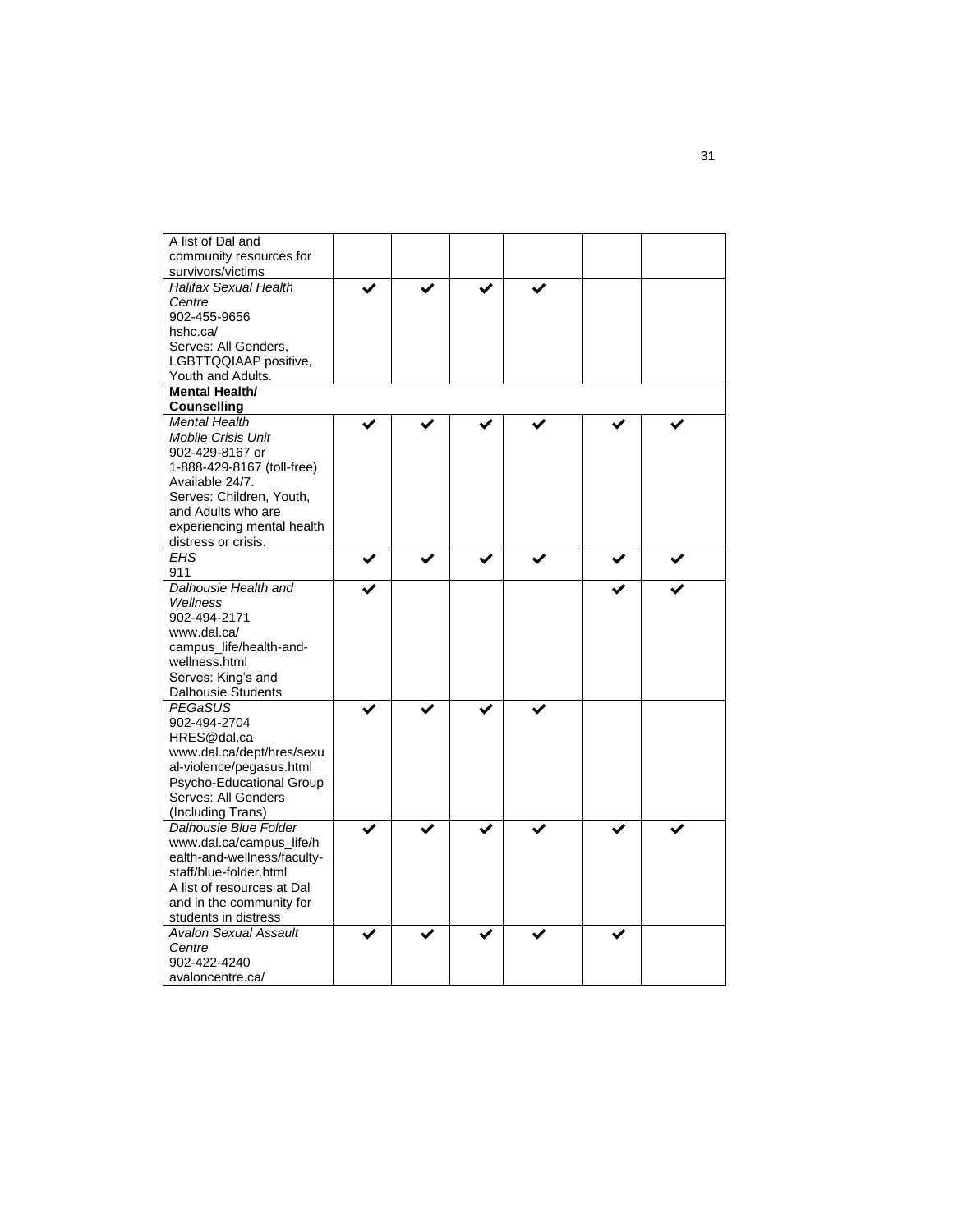| | | | | | | |
|---|---|---|---|---|---|---|
| A list of Dal and community resources for survivors/victims | | | | | | |
| *Halifax Sexual Health Centre* 902-455-9656 hshc.ca/ Serves: All Genders, LGBTTQQIAAP positive, Youth and Adults. | ✔ | ✔ | ✔ | ✔ | | |
| **Mental Health/ Counselling** | | | | | | |
| *Mental Health Mobile Crisis Unit* 902-429-8167 or 1-888-429-8167 (toll-free) Available 24/7. Serves: Children, Youth, and Adults who are experiencing mental health distress or crisis. | ✔ | ✔ | ✔ | ✔ | ✔ | ✔ |
| *EHS* 911 | ✔ | ✔ | ✔ | ✔ | ✔ | ✔ |
| *Dalhousie Health and Wellness* 902-494-2171 www.dal.ca/ campus_life/health-and-wellness.html Serves: King's and Dalhousie Students | ✔ | | | | ✔ | ✔ |
| *PEGaSUS* 902-494-2704 HRES@dal.ca www.dal.ca/dept/hres/sexual-violence/pegasus.html Psycho-Educational Group Serves: All Genders (Including Trans) | ✔ | ✔ | ✔ | ✔ | | |
| *Dalhousie Blue Folder* www.dal.ca/campus_life/health-and-wellness/faculty-staff/blue-folder.html A list of resources at Dal and in the community for students in distress | ✔ | ✔ | ✔ | ✔ | ✔ | ✔ |
| *Avalon Sexual Assault Centre* 902-422-4240 avaloncentre.ca/ | ✔ | ✔ | ✔ | ✔ | ✔ | |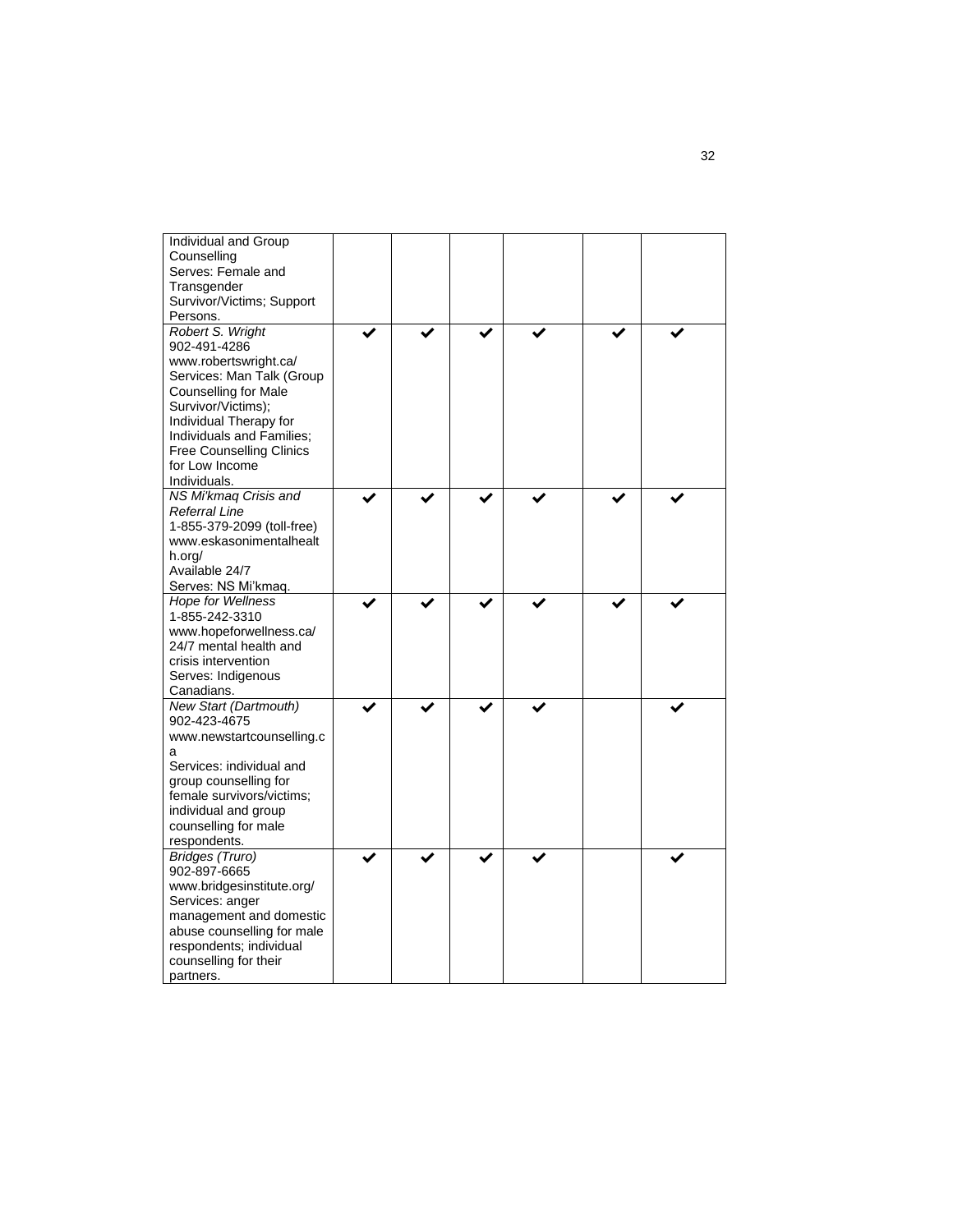| | | | | | | |
|---|---|---|---|---|---|---|
| Individual and Group Counselling<br>Serves: Female and Transgender Survivor/Victims; Support Persons. | | | | | | |
| *Robert S. Wright*<br>902-491-4286<br>www.robertswright.ca/<br>Services: Man Talk (Group Counselling for Male Survivor/Victims); Individual Therapy for Individuals and Families; Free Counselling Clinics for Low Income Individuals. | ✔ | ✔ | ✔ | ✔ | ✔ | ✔ |
| *NS Mi'kmaq Crisis and Referral Line*<br>1-855-379-2099 (toll-free)<br>www.eskasonimentalhealth.org/<br>Available 24/7<br>Serves: NS Mi'kmaq. | ✔ | ✔ | ✔ | ✔ | ✔ | ✔ |
| *Hope for Wellness*<br>1-855-242-3310<br>www.hopeforwellness.ca/<br>24/7 mental health and crisis intervention<br>Serves: Indigenous Canadians. | ✔ | ✔ | ✔ | ✔ | ✔ | ✔ |
| *New Start (Dartmouth)*<br>902-423-4675<br>www.newstartcounselling.ca<br>Services: individual and group counselling for female survivors/victims; individual and group counselling for male respondents. | ✔ | ✔ | ✔ | ✔ | | ✔ |
| *Bridges (Truro)*<br>902-897-6665<br>www.bridgesinstitute.org/<br>Services: anger management and domestic abuse counselling for male respondents; individual counselling for their partners. | ✔ | ✔ | ✔ | ✔ | | ✔ |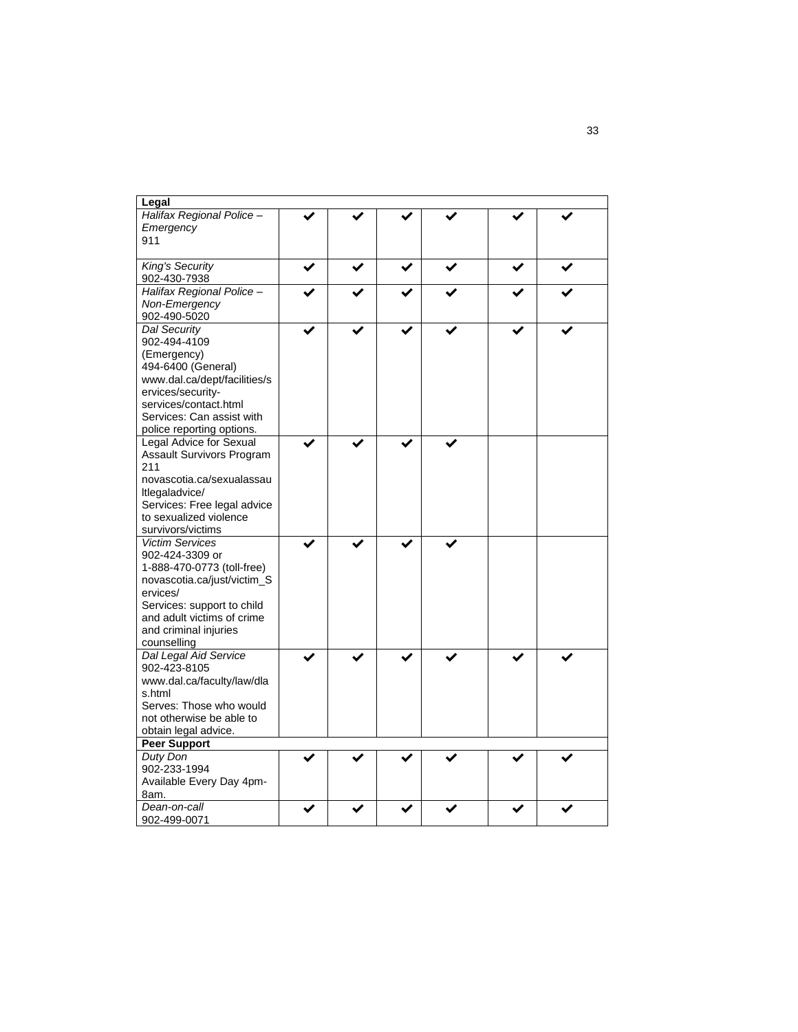| Legal | | | | | | |
|---|---|---|---|---|---|---|
| *Halifax Regional Police – Emergency*<br>911 | ✔ | ✔ | ✔ | ✔ | ✔ | ✔ |
| *King's Security*<br>902-430-7938 | ✔ | ✔ | ✔ | ✔ | ✔ | ✔ |
| *Halifax Regional Police – Non-Emergency*<br>902-490-5020 | ✔ | ✔ | ✔ | ✔ | ✔ | ✔ |
| *Dal Security*<br>902-494-4109 (Emergency)<br>494-6400 (General)<br>www.dal.ca/dept/facilities/services/security-services/contact.html<br>Services: Can assist with police reporting options. | ✔ | ✔ | ✔ | ✔ | ✔ | ✔ |
| Legal Advice for Sexual Assault Survivors Program<br>211<br>novascotia.ca/sexualassaultlegaladvice/<br>Services: Free legal advice to sexualized violence survivors/victims | ✔ | ✔ | ✔ | ✔ | | |
| *Victim Services*<br>902-424-3309 or<br>1-888-470-0773 (toll-free)<br>novascotia.ca/just/victim_Services/<br>Services: support to child and adult victims of crime and criminal injuries counselling | ✔ | ✔ | ✔ | ✔ | | |
| *Dal Legal Aid Service*<br>902-423-8105<br>www.dal.ca/faculty/law/dlas.html<br>Serves: Those who would not otherwise be able to obtain legal advice. | ✔ | ✔ | ✔ | ✔ | ✔ | ✔ |
| **Peer Support** | | | | | | |
| *Duty Don*<br>902-233-1994<br>Available Every Day 4pm-8am. | ✔ | ✔ | ✔ | ✔ | ✔ | ✔ |
| *Dean-on-call*<br>902-499-0071 | ✔ | ✔ | ✔ | ✔ | ✔ | ✔ |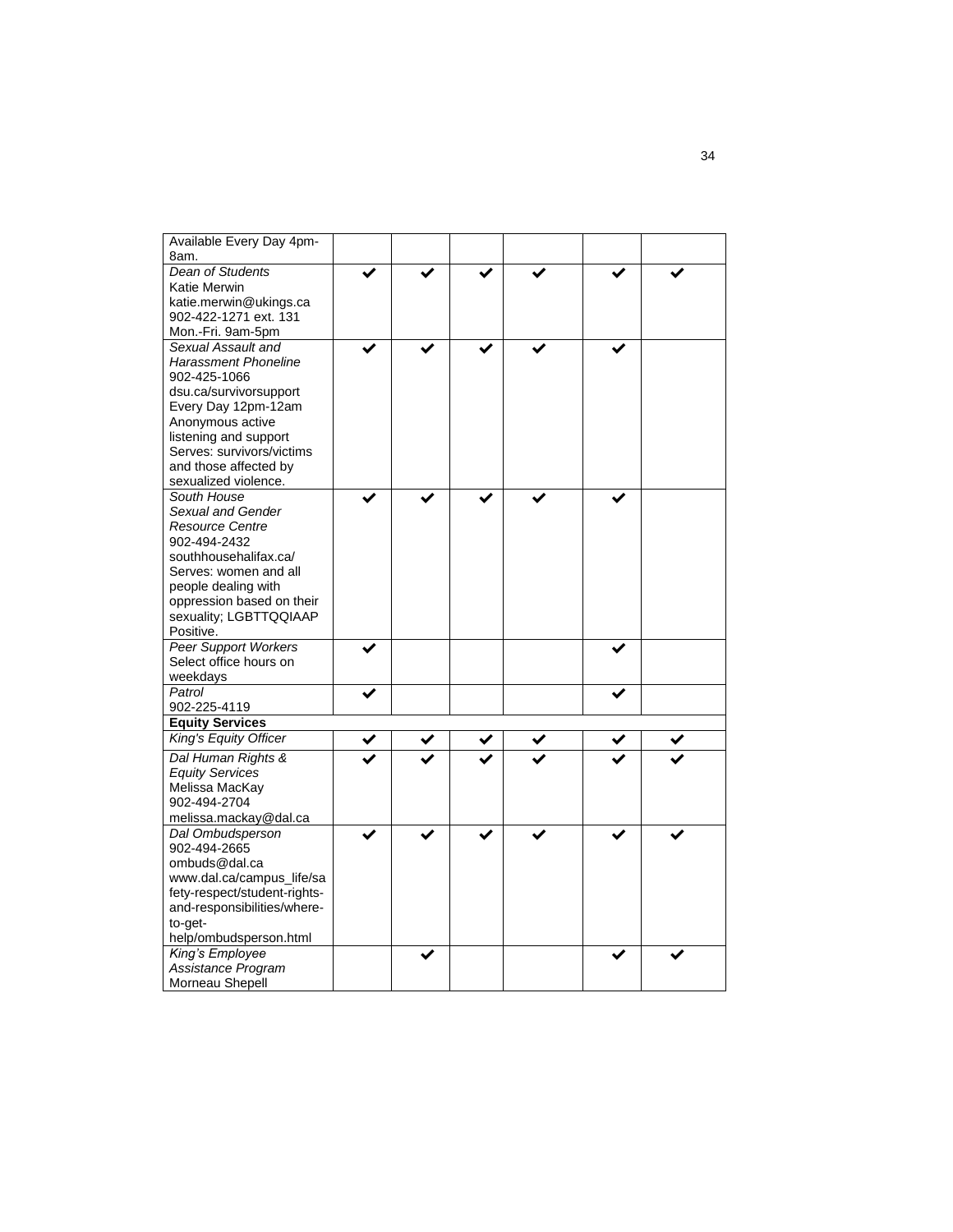| | | | | | | |
|---|---|---|---|---|---|---|
| Available Every Day 4pm-8am. | | | | | | |
| *Dean of Students*<br>Katie Merwin<br>katie.merwin@ukings.ca<br>902-422-1271 ext. 131<br>Mon.-Fri. 9am-5pm | ✔ | ✔ | ✔ | ✔ | ✔ | ✔ |
| *Sexual Assault and Harassment Phoneline*<br>902-425-1066<br>dsu.ca/survivorsupport<br>Every Day 12pm-12am<br>Anonymous active listening and support<br>Serves: survivors/victims and those affected by sexualized violence. | ✔ | ✔ | ✔ | ✔ | ✔ | |
| *South House Sexual and Gender Resource Centre*<br>902-494-2432<br>southhousehalifax.ca/<br>Serves: women and all people dealing with oppression based on their sexuality; LGBTTQQIAAP Positive. | ✔ | ✔ | ✔ | ✔ | ✔ | |
| *Peer Support Workers*<br>Select office hours on weekdays | ✔ | | | | ✔ | |
| *Patrol*<br>902-225-4119 | ✔ | | | | ✔ | |
| **Equity Services** | | | | | | |
| *King's Equity Officer* | ✔ | ✔ | ✔ | ✔ | ✔ | ✔ |
| *Dal Human Rights & Equity Services*<br>Melissa MacKay<br>902-494-2704<br>melissa.mackay@dal.ca | ✔ | ✔ | ✔ | ✔ | ✔ | ✔ |
| *Dal Ombudsperson*<br>902-494-2665<br>ombuds@dal.ca<br>www.dal.ca/campus_life/safety-respect/student-rights-and-responsibilities/where-to-get-help/ombudsperson.html | ✔ | ✔ | ✔ | ✔ | ✔ | ✔ |
| *King's Employee Assistance Program*<br>Morneau Shepell | | ✔ | | | ✔ | ✔ |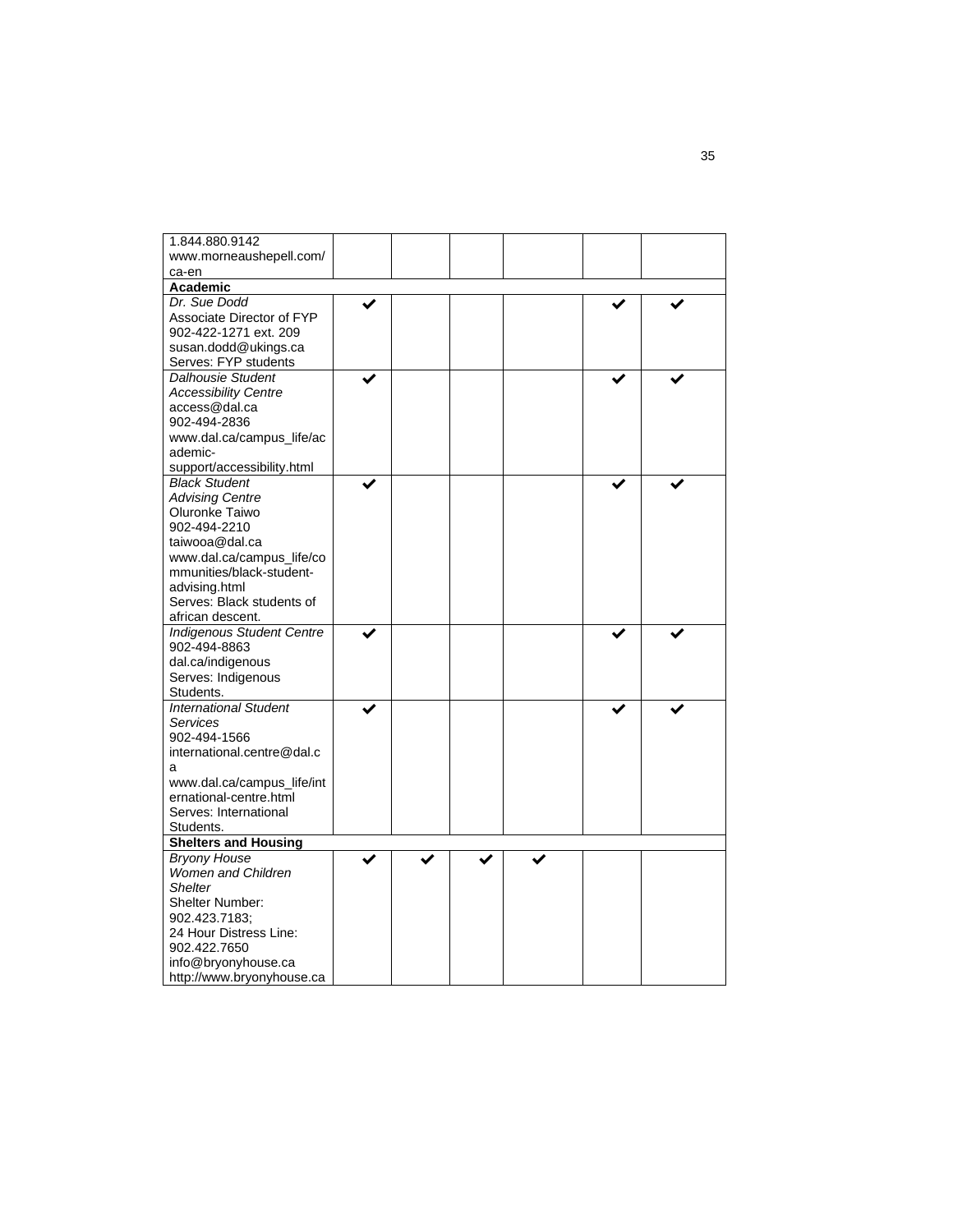| | | | | | | |
|---|---|---|---|---|---|---|
| 1.844.880.9142<br>www.morneaushepell.com/ca-en | | | | | | |
| **Academic** | | | | | | |
| *Dr. Sue Dodd*<br>Associate Director of FYP<br>902-422-1271 ext. 209<br>susan.dodd@ukings.ca<br>Serves: FYP students | ✔ | | | | ✔ | ✔ |
| *Dalhousie Student Accessibility Centre*<br>access@dal.ca<br>902-494-2836<br>www.dal.ca/campus_life/academic-support/accessibility.html | ✔ | | | | ✔ | ✔ |
| *Black Student Advising Centre*<br>Oluronke Taiwo<br>902-494-2210<br>taiwooa@dal.ca<br>www.dal.ca/campus_life/communities/black-student-advising.html<br>Serves: Black students of african descent. | ✔ | | | | ✔ | ✔ |
| *Indigenous Student Centre*<br>902-494-8863<br>dal.ca/indigenous<br>Serves: Indigenous Students. | ✔ | | | | ✔ | ✔ |
| *International Student Services*<br>902-494-1566<br>international.centre@dal.ca<br>www.dal.ca/campus_life/international-centre.html<br>Serves: International Students. | ✔ | | | | ✔ | ✔ |
| **Shelters and Housing** | | | | | | |
| *Bryony House Women and Children Shelter*<br>Shelter Number:<br>902.423.7183;<br>24 Hour Distress Line:<br>902.422.7650<br>info@bryonyhouse.ca<br>http://www.bryonyhouse.ca | ✔ | ✔ | ✔ | ✔ | | |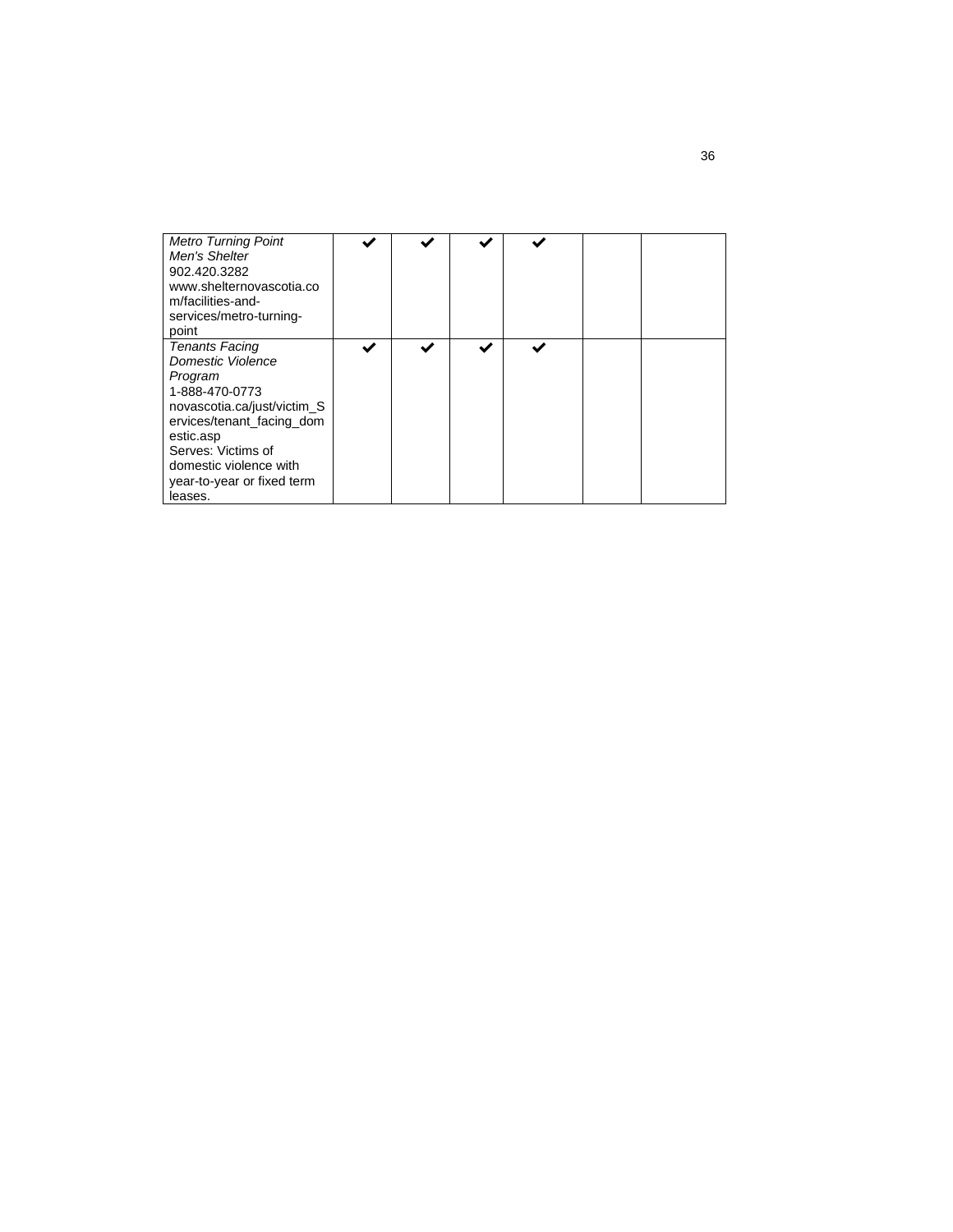| | | | | | | |
|---|---|---|---|---|---|---|
| *Metro Turning Point Men's Shelter*<br>902.420.3282<br>www.shelternovascotia.com/facilities-and-services/metro-turning-point | ✔ | ✔ | ✔ | ✔ | | |
| *Tenants Facing Domestic Violence Program*<br>1-888-470-0773<br>novascotia.ca/just/victim_Services/tenant_facing_domestic.asp<br>Serves: Victims of domestic violence with year-to-year or fixed term leases. | ✔ | ✔ | ✔ | ✔ | | |